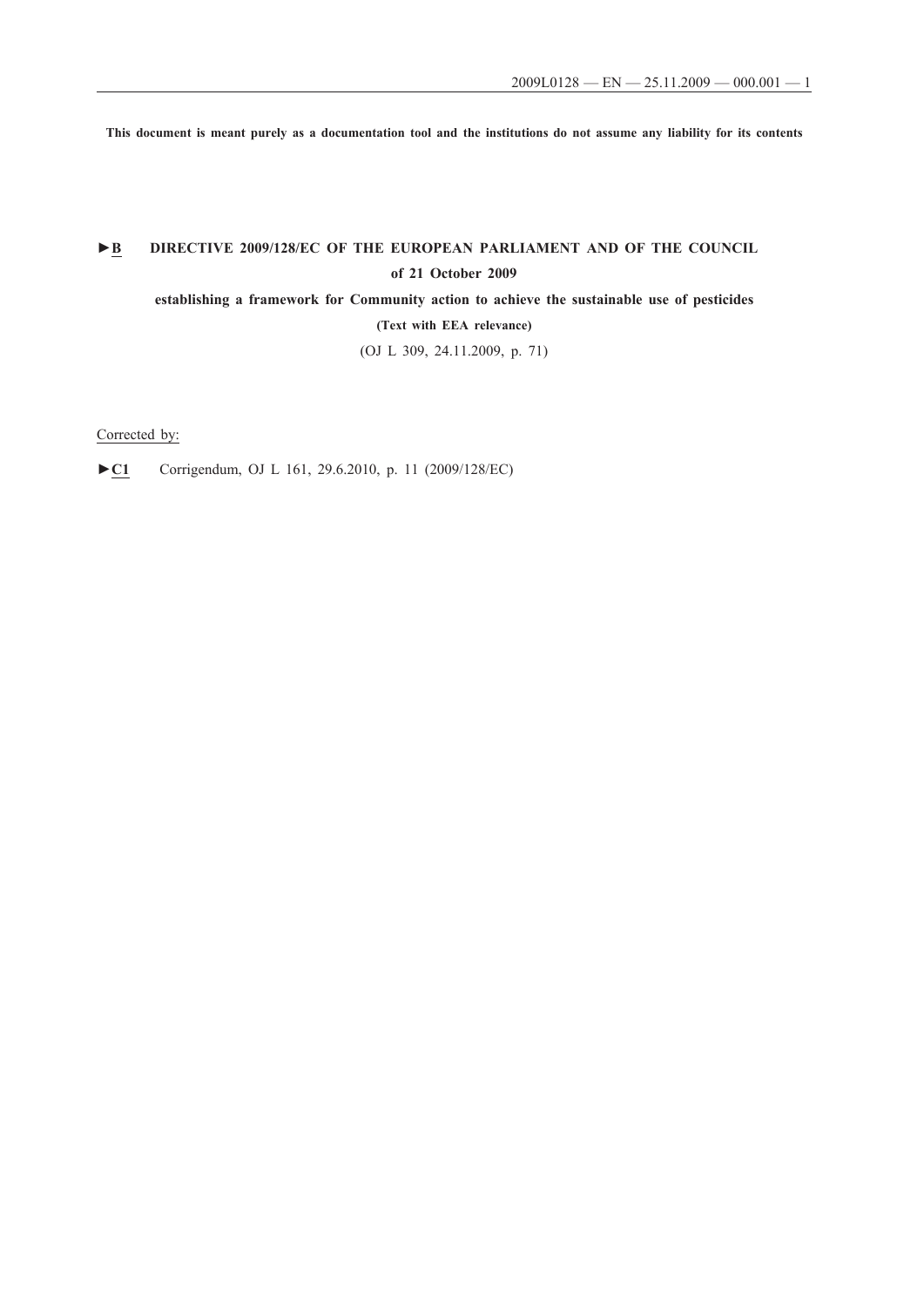This document is meant purely as a documentation tool and the institutions do not assume any liability for its contents

# ►B DIRECTIVE 2009/128/EC OF THE EUROPEAN PARLIAMENT AND OF THE COUNCIL of 21 October 2009

## establishing a framework for Community action to achieve the sustainable use of pesticides

**(Text with EEA relevance)**

(OJ L 309, 24.11.2009, p. 71)

Corrected by:

►C1 Corrigendum, OJ L 161, 29.6.2010, p. 11 (2009/128/EC)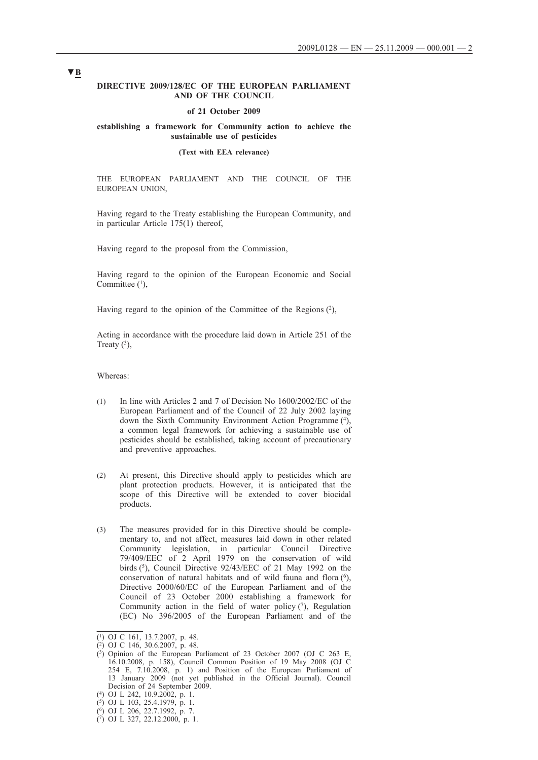▼B

**DIRECTIVE 2009/128/EC OF THE EUROPEAN PARLIAMENT AND OF THE COUNCIL**

**of 21 October 2009**

**establishing a framework for Community action to achieve the sustainable use of pesticides**

**(Text with EEA relevance)**

THE EUROPEAN PARLIAMENT AND THE COUNCIL OF THE EUROPEAN UNION,

Having regard to the Treaty establishing the European Community, and in particular Article 175(1) thereof,

Having regard to the proposal from the Commission,

Having regard to the opinion of the European Economic and Social Committee [1],

Having regard to the opinion of the Committee of the Regions [2],

Acting in accordance with the procedure laid down in Article 251 of the Treaty [3],

Whereas:

(1) In line with Articles 2 and 7 of Decision No 1600/2002/EC of the European Parliament and of the Council of 22 July 2002 laying down the Sixth Community Environment Action Programme [4], a common legal framework for achieving a sustainable use of pesticides should be established, taking account of precautionary and preventive approaches.

(2) At present, this Directive should apply to pesticides which are plant protection products. However, it is anticipated that the scope of this Directive will be extended to cover biocidal products.

(3) The measures provided for in this Directive should be complementary to, and not affect, measures laid down in other related Community legislation, in particular Council Directive 79/409/EEC of 2 April 1979 on the conservation of wild birds [5], Council Directive 92/43/EEC of 21 May 1992 on the conservation of natural habitats and of wild fauna and flora [6], Directive 2000/60/EC of the European Parliament and of the Council of 23 October 2000 establishing a framework for Community action in the field of water policy [7], Regulation (EC) No 396/2005 of the European Parliament and of the

---

[1] OJ C 161, 13.7.2007, p. 48.

[2] OJ C 146, 30.6.2007, p. 48.

[3] Opinion of the European Parliament of 23 October 2007 (OJ C 263 E, 16.10.2008, p. 158), Council Common Position of 19 May 2008 (OJ C 254 E, 7.10.2008, p. 1) and Position of the European Parliament of 13 January 2009 (not yet published in the Official Journal). Council Decision of 24 September 2009.

[4] OJ L 242, 10.9.2002, p. 1.

[5] OJ L 103, 25.4.1979, p. 1.

[6] OJ L 206, 22.7.1992, p. 7.

[7] OJ L 327, 22.12.2000, p. 1.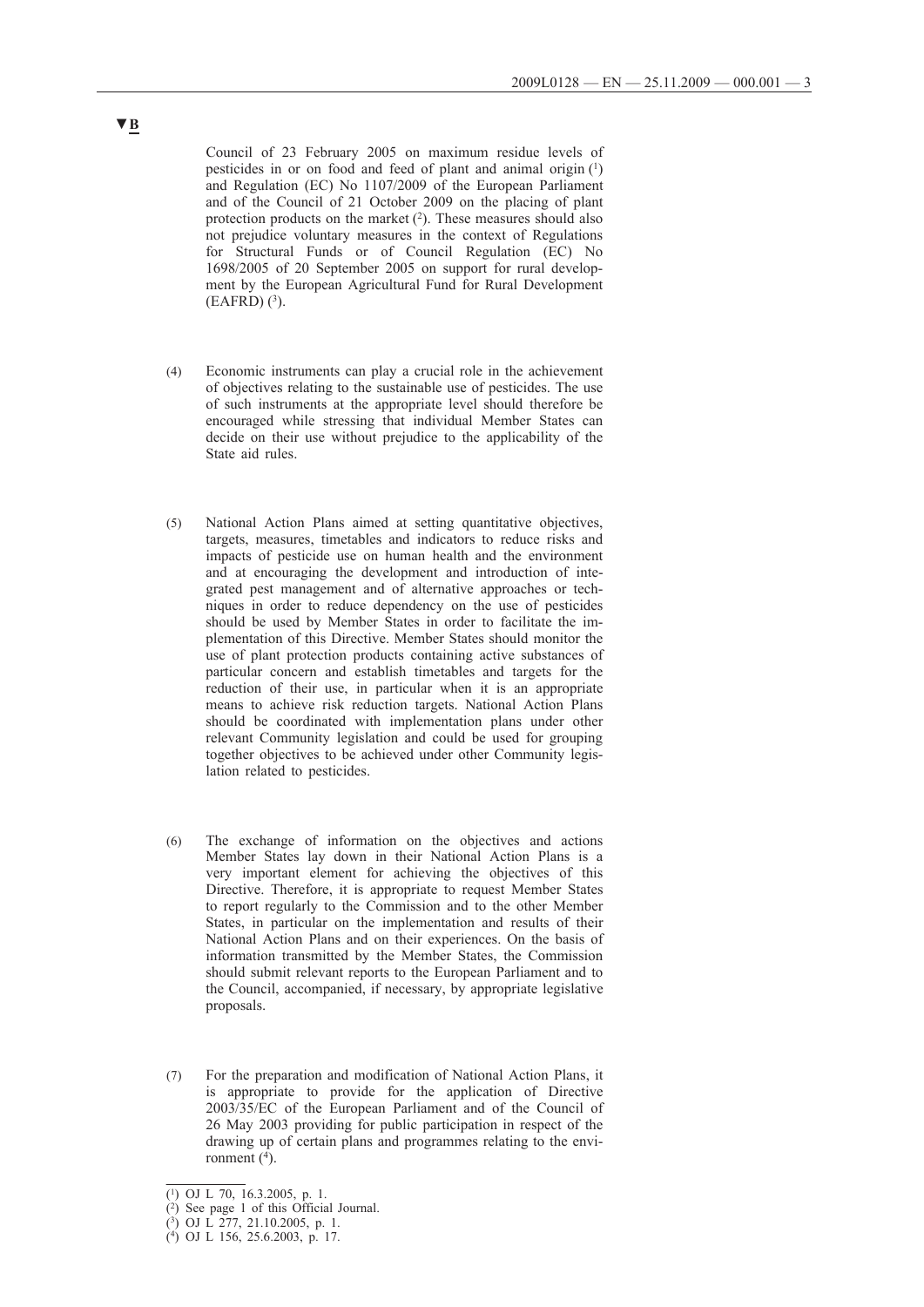▼B

Council of 23 February 2005 on maximum residue levels of pesticides in or on food and feed of plant and animal origin [1] and Regulation (EC) No 1107/2009 of the European Parliament and of the Council of 21 October 2009 on the placing of plant protection products on the market [2]. These measures should also not prejudice voluntary measures in the context of Regulations for Structural Funds or of Council Regulation (EC) No 1698/2005 of 20 September 2005 on support for rural development by the European Agricultural Fund for Rural Development (EAFRD) [3].

(4) Economic instruments can play a crucial role in the achievement of objectives relating to the sustainable use of pesticides. The use of such instruments at the appropriate level should therefore be encouraged while stressing that individual Member States can decide on their use without prejudice to the applicability of the State aid rules.

(5) National Action Plans aimed at setting quantitative objectives, targets, measures, timetables and indicators to reduce risks and impacts of pesticide use on human health and the environment and at encouraging the development and introduction of integrated pest management and of alternative approaches or techniques in order to reduce dependency on the use of pesticides should be used by Member States in order to facilitate the implementation of this Directive. Member States should monitor the use of plant protection products containing active substances of particular concern and establish timetables and targets for the reduction of their use, in particular when it is an appropriate means to achieve risk reduction targets. National Action Plans should be coordinated with implementation plans under other relevant Community legislation and could be used for grouping together objectives to be achieved under other Community legislation related to pesticides.

(6) The exchange of information on the objectives and actions Member States lay down in their National Action Plans is a very important element for achieving the objectives of this Directive. Therefore, it is appropriate to request Member States to report regularly to the Commission and to the other Member States, in particular on the implementation and results of their National Action Plans and on their experiences. On the basis of information transmitted by the Member States, the Commission should submit relevant reports to the European Parliament and to the Council, accompanied, if necessary, by appropriate legislative proposals.

(7) For the preparation and modification of National Action Plans, it is appropriate to provide for the application of Directive 2003/35/EC of the European Parliament and of the Council of 26 May 2003 providing for public participation in respect of the drawing up of certain plans and programmes relating to the environment [4].

---

[1] OJ L 70, 16.3.2005, p. 1.

[2] See page 1 of this Official Journal.

[3] OJ L 277, 21.10.2005, p. 1.

[4] OJ L 156, 25.6.2003, p. 17.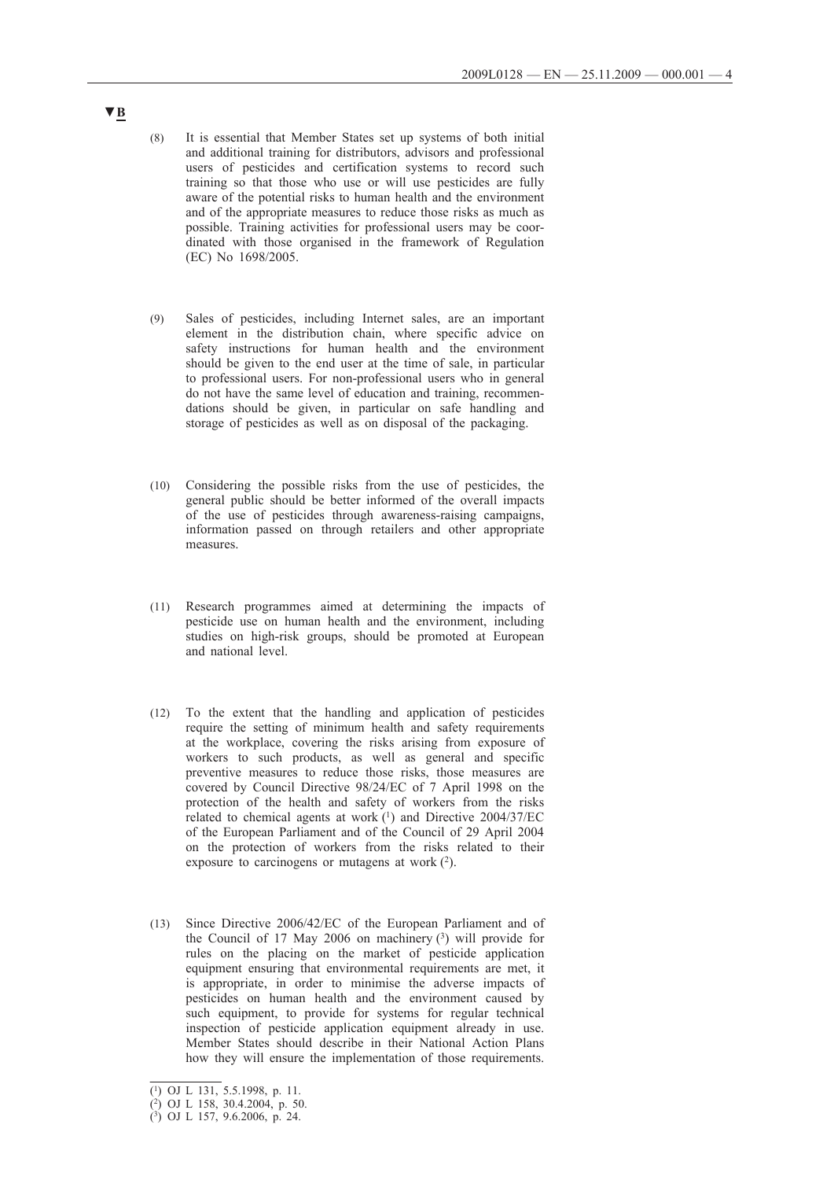▼B

(8) It is essential that Member States set up systems of both initial and additional training for distributors, advisors and professional users of pesticides and certification systems to record such training so that those who use or will use pesticides are fully aware of the potential risks to human health and the environment and of the appropriate measures to reduce those risks as much as possible. Training activities for professional users may be coordinated with those organised in the framework of Regulation (EC) No 1698/2005.

(9) Sales of pesticides, including Internet sales, are an important element in the distribution chain, where specific advice on safety instructions for human health and the environment should be given to the end user at the time of sale, in particular to professional users. For non-professional users who in general do not have the same level of education and training, recommendations should be given, in particular on safe handling and storage of pesticides as well as on disposal of the packaging.

(10) Considering the possible risks from the use of pesticides, the general public should be better informed of the overall impacts of the use of pesticides through awareness-raising campaigns, information passed on through retailers and other appropriate measures.

(11) Research programmes aimed at determining the impacts of pesticide use on human health and the environment, including studies on high-risk groups, should be promoted at European and national level.

(12) To the extent that the handling and application of pesticides require the setting of minimum health and safety requirements at the workplace, covering the risks arising from exposure of workers to such products, as well as general and specific preventive measures to reduce those risks, those measures are covered by Council Directive 98/24/EC of 7 April 1998 on the protection of the health and safety of workers from the risks related to chemical agents at work [1] and Directive 2004/37/EC of the European Parliament and of the Council of 29 April 2004 on the protection of workers from the risks related to their exposure to carcinogens or mutagens at work [2].

(13) Since Directive 2006/42/EC of the European Parliament and of the Council of 17 May 2006 on machinery [3] will provide for rules on the placing on the market of pesticide application equipment ensuring that environmental requirements are met, it is appropriate, in order to minimise the adverse impacts of pesticides on human health and the environment caused by such equipment, to provide for systems for regular technical inspection of pesticide application equipment already in use. Member States should describe in their National Action Plans how they will ensure the implementation of those requirements.

---

[1] OJ L 131, 5.5.1998, p. 11.

[2] OJ L 158, 30.4.2004, p. 50.

[3] OJ L 157, 9.6.2006, p. 24.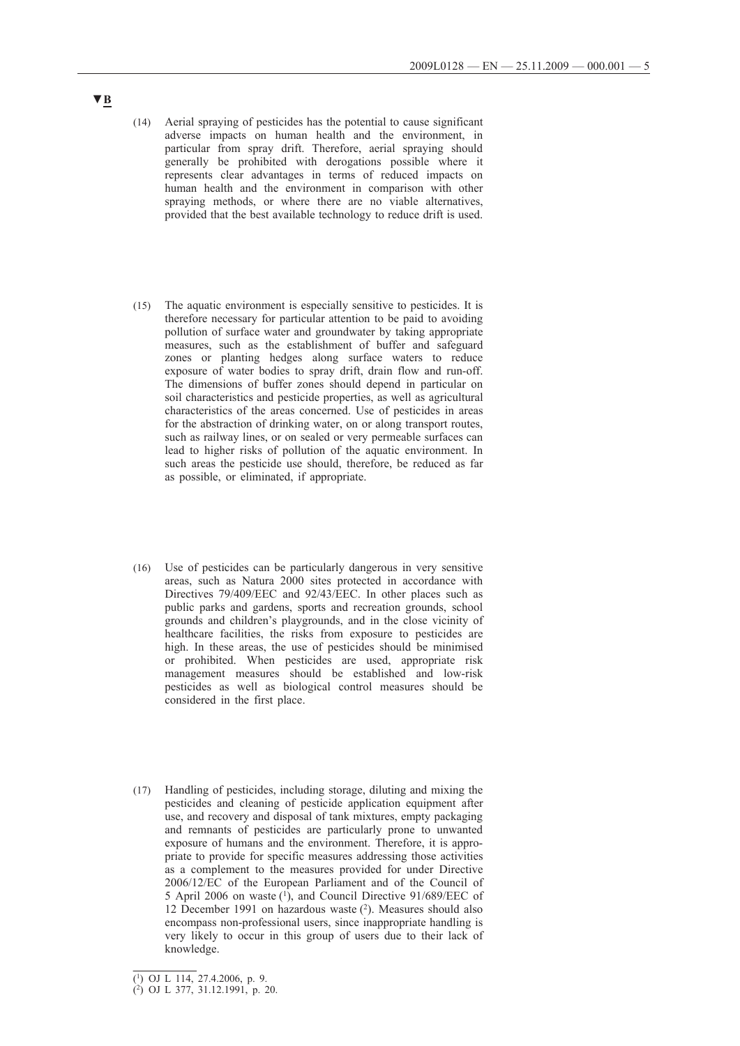▼B

(14) Aerial spraying of pesticides has the potential to cause significant adverse impacts on human health and the environment, in particular from spray drift. Therefore, aerial spraying should generally be prohibited with derogations possible where it represents clear advantages in terms of reduced impacts on human health and the environment in comparison with other spraying methods, or where there are no viable alternatives, provided that the best available technology to reduce drift is used.

(15) The aquatic environment is especially sensitive to pesticides. It is therefore necessary for particular attention to be paid to avoiding pollution of surface water and groundwater by taking appropriate measures, such as the establishment of buffer and safeguard zones or planting hedges along surface waters to reduce exposure of water bodies to spray drift, drain flow and run-off. The dimensions of buffer zones should depend in particular on soil characteristics and pesticide properties, as well as agricultural characteristics of the areas concerned. Use of pesticides in areas for the abstraction of drinking water, on or along transport routes, such as railway lines, or on sealed or very permeable surfaces can lead to higher risks of pollution of the aquatic environment. In such areas the pesticide use should, therefore, be reduced as far as possible, or eliminated, if appropriate.

(16) Use of pesticides can be particularly dangerous in very sensitive areas, such as Natura 2000 sites protected in accordance with Directives 79/409/EEC and 92/43/EEC. In other places such as public parks and gardens, sports and recreation grounds, school grounds and children's playgrounds, and in the close vicinity of healthcare facilities, the risks from exposure to pesticides are high. In these areas, the use of pesticides should be minimised or prohibited. When pesticides are used, appropriate risk management measures should be established and low-risk pesticides as well as biological control measures should be considered in the first place.

(17) Handling of pesticides, including storage, diluting and mixing the pesticides and cleaning of pesticide application equipment after use, and recovery and disposal of tank mixtures, empty packaging and remnants of pesticides are particularly prone to unwanted exposure of humans and the environment. Therefore, it is appropriate to provide for specific measures addressing those activities as a complement to the measures provided for under Directive 2006/12/EC of the European Parliament and of the Council of 5 April 2006 on waste [1], and Council Directive 91/689/EEC of 12 December 1991 on hazardous waste [2]. Measures should also encompass non-professional users, since inappropriate handling is very likely to occur in this group of users due to their lack of knowledge.

---

[1] OJ L 114, 27.4.2006, p. 9.

[2] OJ L 377, 31.12.1991, p. 20.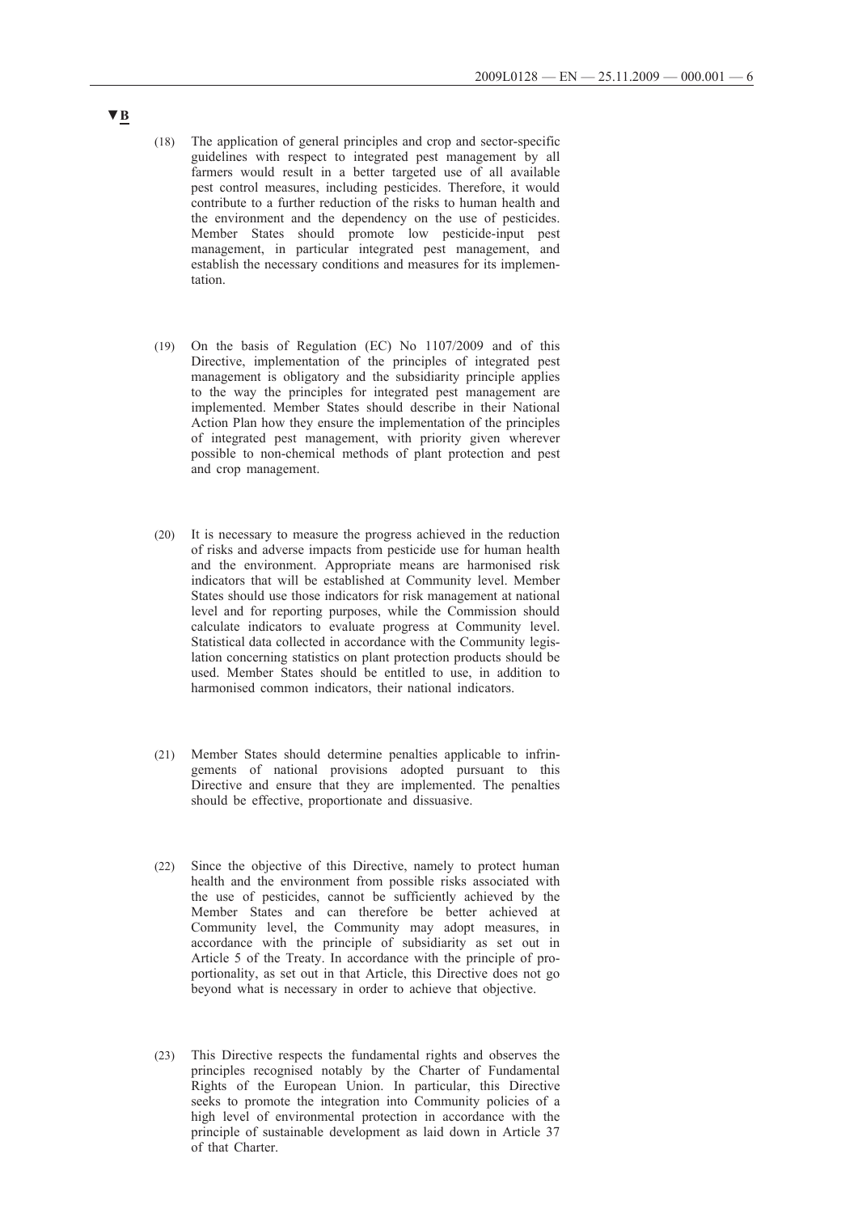▼B

(18) The application of general principles and crop and sector-specific guidelines with respect to integrated pest management by all farmers would result in a better targeted use of all available pest control measures, including pesticides. Therefore, it would contribute to a further reduction of the risks to human health and the environment and the dependency on the use of pesticides. Member States should promote low pesticide-input pest management, in particular integrated pest management, and establish the necessary conditions and measures for its implementation.

(19) On the basis of Regulation (EC) No 1107/2009 and of this Directive, implementation of the principles of integrated pest management is obligatory and the subsidiarity principle applies to the way the principles for integrated pest management are implemented. Member States should describe in their National Action Plan how they ensure the implementation of the principles of integrated pest management, with priority given wherever possible to non-chemical methods of plant protection and pest and crop management.

(20) It is necessary to measure the progress achieved in the reduction of risks and adverse impacts from pesticide use for human health and the environment. Appropriate means are harmonised risk indicators that will be established at Community level. Member States should use those indicators for risk management at national level and for reporting purposes, while the Commission should calculate indicators to evaluate progress at Community level. Statistical data collected in accordance with the Community legislation concerning statistics on plant protection products should be used. Member States should be entitled to use, in addition to harmonised common indicators, their national indicators.

(21) Member States should determine penalties applicable to infringements of national provisions adopted pursuant to this Directive and ensure that they are implemented. The penalties should be effective, proportionate and dissuasive.

(22) Since the objective of this Directive, namely to protect human health and the environment from possible risks associated with the use of pesticides, cannot be sufficiently achieved by the Member States and can therefore be better achieved at Community level, the Community may adopt measures, in accordance with the principle of subsidiarity as set out in Article 5 of the Treaty. In accordance with the principle of proportionality, as set out in that Article, this Directive does not go beyond what is necessary in order to achieve that objective.

(23) This Directive respects the fundamental rights and observes the principles recognised notably by the Charter of Fundamental Rights of the European Union. In particular, this Directive seeks to promote the integration into Community policies of a high level of environmental protection in accordance with the principle of sustainable development as laid down in Article 37 of that Charter.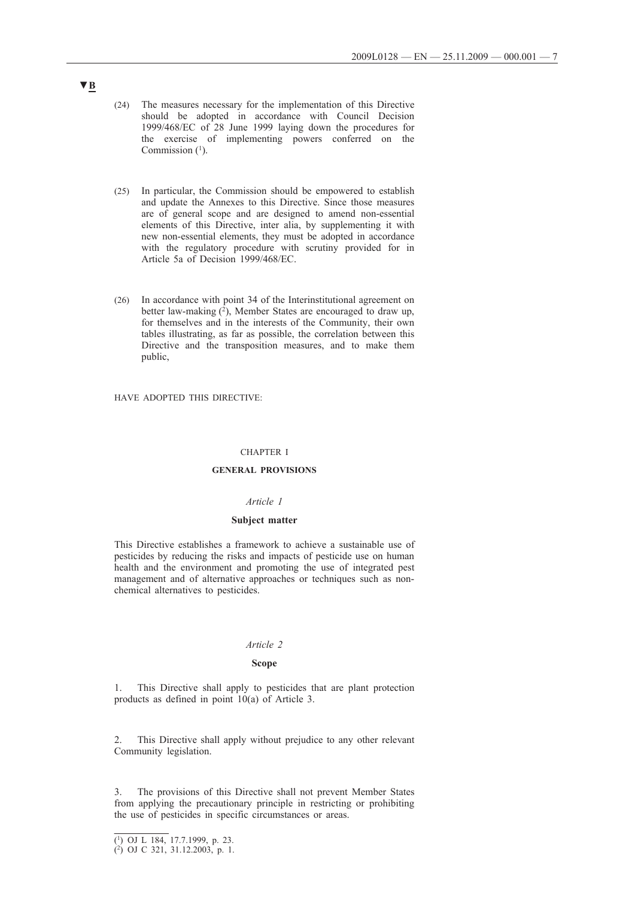▼B

(24) The measures necessary for the implementation of this Directive should be adopted in accordance with Council Decision 1999/468/EC of 28 June 1999 laying down the procedures for the exercise of implementing powers conferred on the Commission [1].

(25) In particular, the Commission should be empowered to establish and update the Annexes to this Directive. Since those measures are of general scope and are designed to amend non-essential elements of this Directive, inter alia, by supplementing it with new non-essential elements, they must be adopted in accordance with the regulatory procedure with scrutiny provided for in Article 5a of Decision 1999/468/EC.

(26) In accordance with point 34 of the Interinstitutional agreement on better law-making [2], Member States are encouraged to draw up, for themselves and in the interests of the Community, their own tables illustrating, as far as possible, the correlation between this Directive and the transposition measures, and to make them public,

HAVE ADOPTED THIS DIRECTIVE:

## CHAPTER I

## GENERAL PROVISIONS

### *Article 1*

### Subject matter

This Directive establishes a framework to achieve a sustainable use of pesticides by reducing the risks and impacts of pesticide use on human health and the environment and promoting the use of integrated pest management and of alternative approaches or techniques such as non-chemical alternatives to pesticides.

### *Article 2*

### Scope

1. This Directive shall apply to pesticides that are plant protection products as defined in point 10(a) of Article 3.

2. This Directive shall apply without prejudice to any other relevant Community legislation.

3. The provisions of this Directive shall not prevent Member States from applying the precautionary principle in restricting or prohibiting the use of pesticides in specific circumstances or areas.

---

[1] OJ L 184, 17.7.1999, p. 23.

[2] OJ C 321, 31.12.2003, p. 1.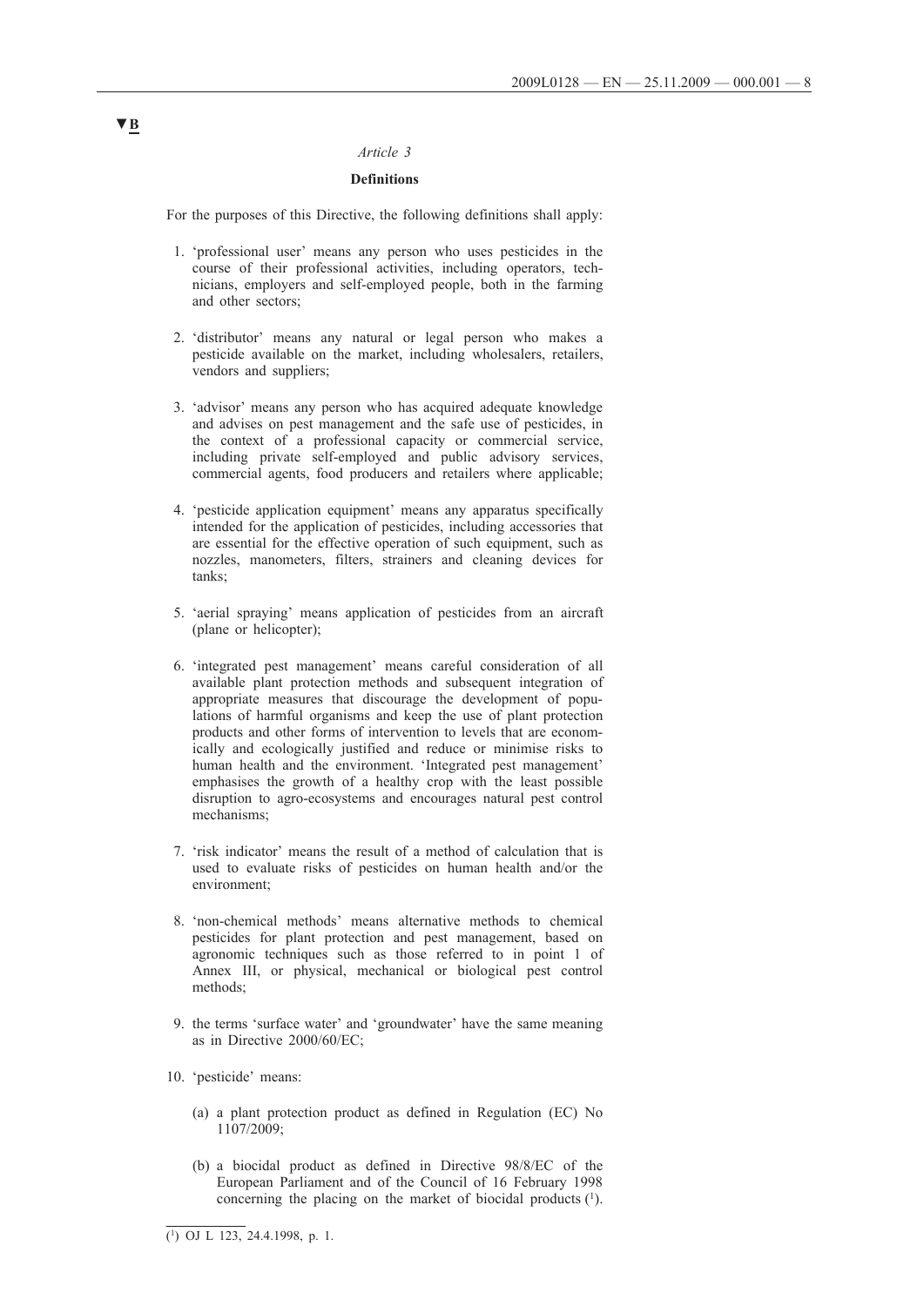▼B

*Article 3*

**Definitions**

For the purposes of this Directive, the following definitions shall apply:

1. 'professional user' means any person who uses pesticides in the course of their professional activities, including operators, technicians, employers and self-employed people, both in the farming and other sectors;

2. 'distributor' means any natural or legal person who makes a pesticide available on the market, including wholesalers, retailers, vendors and suppliers;

3. 'advisor' means any person who has acquired adequate knowledge and advises on pest management and the safe use of pesticides, in the context of a professional capacity or commercial service, including private self-employed and public advisory services, commercial agents, food producers and retailers where applicable;

4. 'pesticide application equipment' means any apparatus specifically intended for the application of pesticides, including accessories that are essential for the effective operation of such equipment, such as nozzles, manometers, filters, strainers and cleaning devices for tanks;

5. 'aerial spraying' means application of pesticides from an aircraft (plane or helicopter);

6. 'integrated pest management' means careful consideration of all available plant protection methods and subsequent integration of appropriate measures that discourage the development of populations of harmful organisms and keep the use of plant protection products and other forms of intervention to levels that are economically and ecologically justified and reduce or minimise risks to human health and the environment. 'Integrated pest management' emphasises the growth of a healthy crop with the least possible disruption to agro-ecosystems and encourages natural pest control mechanisms;

7. 'risk indicator' means the result of a method of calculation that is used to evaluate risks of pesticides on human health and/or the environment;

8. 'non-chemical methods' means alternative methods to chemical pesticides for plant protection and pest management, based on agronomic techniques such as those referred to in point 1 of Annex III, or physical, mechanical or biological pest control methods;

9. the terms 'surface water' and 'groundwater' have the same meaning as in Directive 2000/60/EC;

10. 'pesticide' means:

    (a) a plant protection product as defined in Regulation (EC) No 1107/2009;

    (b) a biocidal product as defined in Directive 98/8/EC of the European Parliament and of the Council of 16 February 1998 concerning the placing on the market of biocidal products [1].

---

[1] OJ L 123, 24.4.1998, p. 1.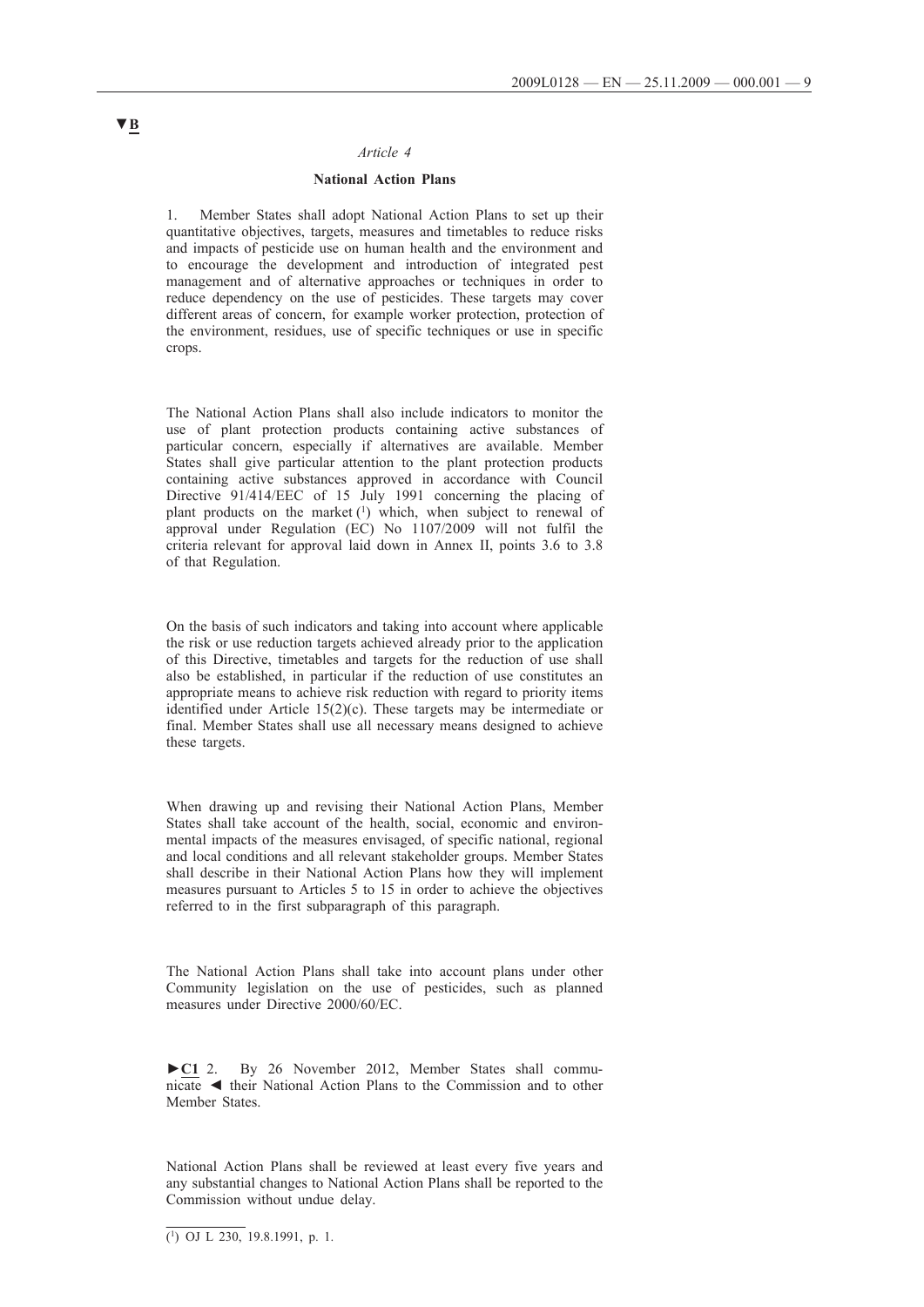▼B

*Article 4*

**National Action Plans**

1. Member States shall adopt National Action Plans to set up their quantitative objectives, targets, measures and timetables to reduce risks and impacts of pesticide use on human health and the environment and to encourage the development and introduction of integrated pest management and of alternative approaches or techniques in order to reduce dependency on the use of pesticides. These targets may cover different areas of concern, for example worker protection, protection of the environment, residues, use of specific techniques or use in specific crops.

The National Action Plans shall also include indicators to monitor the use of plant protection products containing active substances of particular concern, especially if alternatives are available. Member States shall give particular attention to the plant protection products containing active substances approved in accordance with Council Directive 91/414/EEC of 15 July 1991 concerning the placing of plant products on the market [1] which, when subject to renewal of approval under Regulation (EC) No 1107/2009 will not fulfil the criteria relevant for approval laid down in Annex II, points 3.6 to 3.8 of that Regulation.

On the basis of such indicators and taking into account where applicable the risk or use reduction targets achieved already prior to the application of this Directive, timetables and targets for the reduction of use shall also be established, in particular if the reduction of use constitutes an appropriate means to achieve risk reduction with regard to priority items identified under Article 15(2)(c). These targets may be intermediate or final. Member States shall use all necessary means designed to achieve these targets.

When drawing up and revising their National Action Plans, Member States shall take account of the health, social, economic and environmental impacts of the measures envisaged, of specific national, regional and local conditions and all relevant stakeholder groups. Member States shall describe in their National Action Plans how they will implement measures pursuant to Articles 5 to 15 in order to achieve the objectives referred to in the first subparagraph of this paragraph.

The National Action Plans shall take into account plans under other Community legislation on the use of pesticides, such as planned measures under Directive 2000/60/EC.

►C1 2. By 26 November 2012, Member States shall communicate ◄ their National Action Plans to the Commission and to other Member States.

National Action Plans shall be reviewed at least every five years and any substantial changes to National Action Plans shall be reported to the Commission without undue delay.

---

[1] OJ L 230, 19.8.1991, p. 1.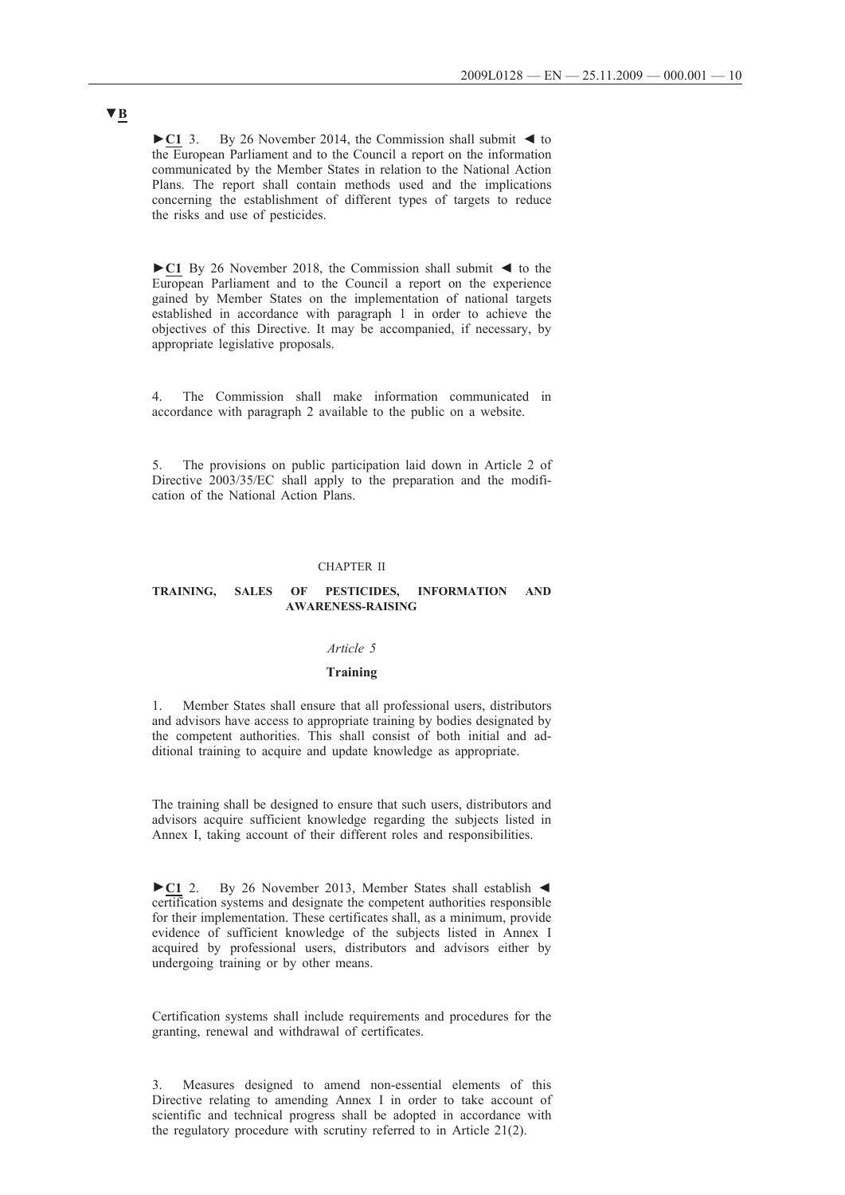▼B

►C1 3. By 26 November 2014, the Commission shall submit ◄ to the European Parliament and to the Council a report on the information communicated by the Member States in relation to the National Action Plans. The report shall contain methods used and the implications concerning the establishment of different types of targets to reduce the risks and use of pesticides.

►C1 By 26 November 2018, the Commission shall submit ◄ to the European Parliament and to the Council a report on the experience gained by Member States on the implementation of national targets established in accordance with paragraph 1 in order to achieve the objectives of this Directive. It may be accompanied, if necessary, by appropriate legislative proposals.

4. The Commission shall make information communicated in accordance with paragraph 2 available to the public on a website.

5. The provisions on public participation laid down in Article 2 of Directive 2003/35/EC shall apply to the preparation and the modification of the National Action Plans.

## CHAPTER II

## TRAINING, SALES OF PESTICIDES, INFORMATION AND AWARENESS-RAISING

*Article 5*

### Training

1. Member States shall ensure that all professional users, distributors and advisors have access to appropriate training by bodies designated by the competent authorities. This shall consist of both initial and additional training to acquire and update knowledge as appropriate.

The training shall be designed to ensure that such users, distributors and advisors acquire sufficient knowledge regarding the subjects listed in Annex I, taking account of their different roles and responsibilities.

►C1 2. By 26 November 2013, Member States shall establish ◄ certification systems and designate the competent authorities responsible for their implementation. These certificates shall, as a minimum, provide evidence of sufficient knowledge of the subjects listed in Annex I acquired by professional users, distributors and advisors either by undergoing training or by other means.

Certification systems shall include requirements and procedures for the granting, renewal and withdrawal of certificates.

3. Measures designed to amend non-essential elements of this Directive relating to amending Annex I in order to take account of scientific and technical progress shall be adopted in accordance with the regulatory procedure with scrutiny referred to in Article 21(2).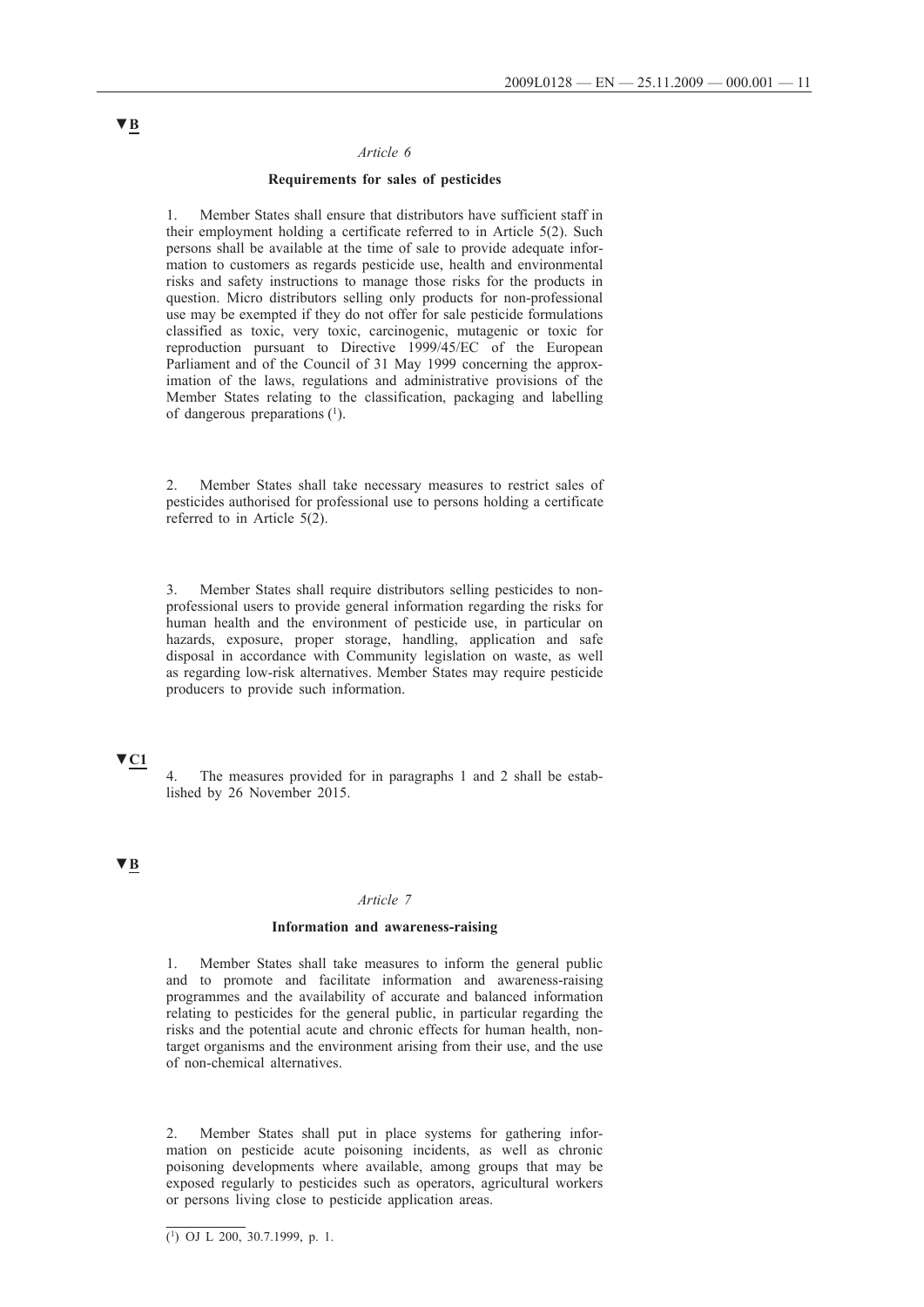▼B

*Article 6*

**Requirements for sales of pesticides**

1. Member States shall ensure that distributors have sufficient staff in their employment holding a certificate referred to in Article 5(2). Such persons shall be available at the time of sale to provide adequate information to customers as regards pesticide use, health and environmental risks and safety instructions to manage those risks for the products in question. Micro distributors selling only products for non-professional use may be exempted if they do not offer for sale pesticide formulations classified as toxic, very toxic, carcinogenic, mutagenic or toxic for reproduction pursuant to Directive 1999/45/EC of the European Parliament and of the Council of 31 May 1999 concerning the approximation of the laws, regulations and administrative provisions of the Member States relating to the classification, packaging and labelling of dangerous preparations [1].

2. Member States shall take necessary measures to restrict sales of pesticides authorised for professional use to persons holding a certificate referred to in Article 5(2).

3. Member States shall require distributors selling pesticides to non-professional users to provide general information regarding the risks for human health and the environment of pesticide use, in particular on hazards, exposure, proper storage, handling, application and safe disposal in accordance with Community legislation on waste, as well as regarding low-risk alternatives. Member States may require pesticide producers to provide such information.

▼C1

4. The measures provided for in paragraphs 1 and 2 shall be established by 26 November 2015.

▼B

*Article 7*

**Information and awareness-raising**

1. Member States shall take measures to inform the general public and to promote and facilitate information and awareness-raising programmes and the availability of accurate and balanced information relating to pesticides for the general public, in particular regarding the risks and the potential acute and chronic effects for human health, non-target organisms and the environment arising from their use, and the use of non-chemical alternatives.

2. Member States shall put in place systems for gathering information on pesticide acute poisoning incidents, as well as chronic poisoning developments where available, among groups that may be exposed regularly to pesticides such as operators, agricultural workers or persons living close to pesticide application areas.

---

[1] OJ L 200, 30.7.1999, p. 1.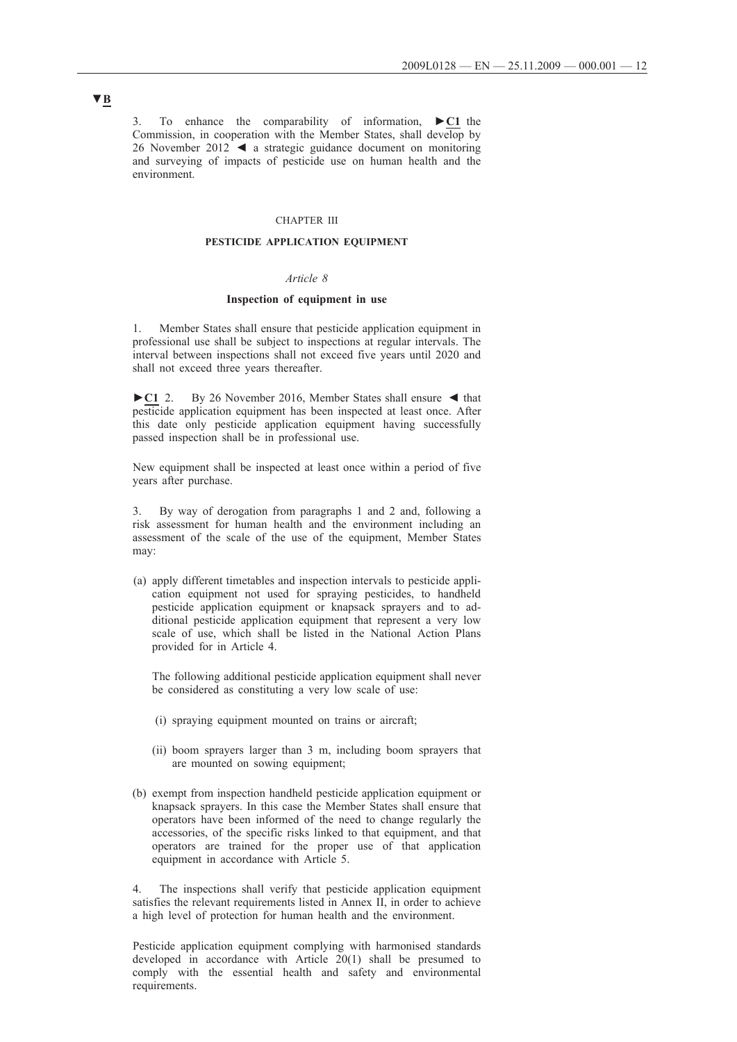▼B

3. To enhance the comparability of information, ►C1 the Commission, in cooperation with the Member States, shall develop by 26 November 2012 ◄ a strategic guidance document on monitoring and surveying of impacts of pesticide use on human health and the environment.

CHAPTER III

**PESTICIDE APPLICATION EQUIPMENT**

*Article 8*

**Inspection of equipment in use**

1. Member States shall ensure that pesticide application equipment in professional use shall be subject to inspections at regular intervals. The interval between inspections shall not exceed five years until 2020 and shall not exceed three years thereafter.

►C1 2. By 26 November 2016, Member States shall ensure ◄ that pesticide application equipment has been inspected at least once. After this date only pesticide application equipment having successfully passed inspection shall be in professional use.

New equipment shall be inspected at least once within a period of five years after purchase.

3. By way of derogation from paragraphs 1 and 2 and, following a risk assessment for human health and the environment including an assessment of the scale of the use of the equipment, Member States may:

(a) apply different timetables and inspection intervals to pesticide application equipment not used for spraying pesticides, to handheld pesticide application equipment or knapsack sprayers and to additional pesticide application equipment that represent a very low scale of use, which shall be listed in the National Action Plans provided for in Article 4.

   The following additional pesticide application equipment shall never be considered as constituting a very low scale of use:

   (i) spraying equipment mounted on trains or aircraft;

   (ii) boom sprayers larger than 3 m, including boom sprayers that are mounted on sowing equipment;

(b) exempt from inspection handheld pesticide application equipment or knapsack sprayers. In this case the Member States shall ensure that operators have been informed of the need to change regularly the accessories, of the specific risks linked to that equipment, and that operators are trained for the proper use of that application equipment in accordance with Article 5.

4. The inspections shall verify that pesticide application equipment satisfies the relevant requirements listed in Annex II, in order to achieve a high level of protection for human health and the environment.

Pesticide application equipment complying with harmonised standards developed in accordance with Article 20(1) shall be presumed to comply with the essential health and safety and environmental requirements.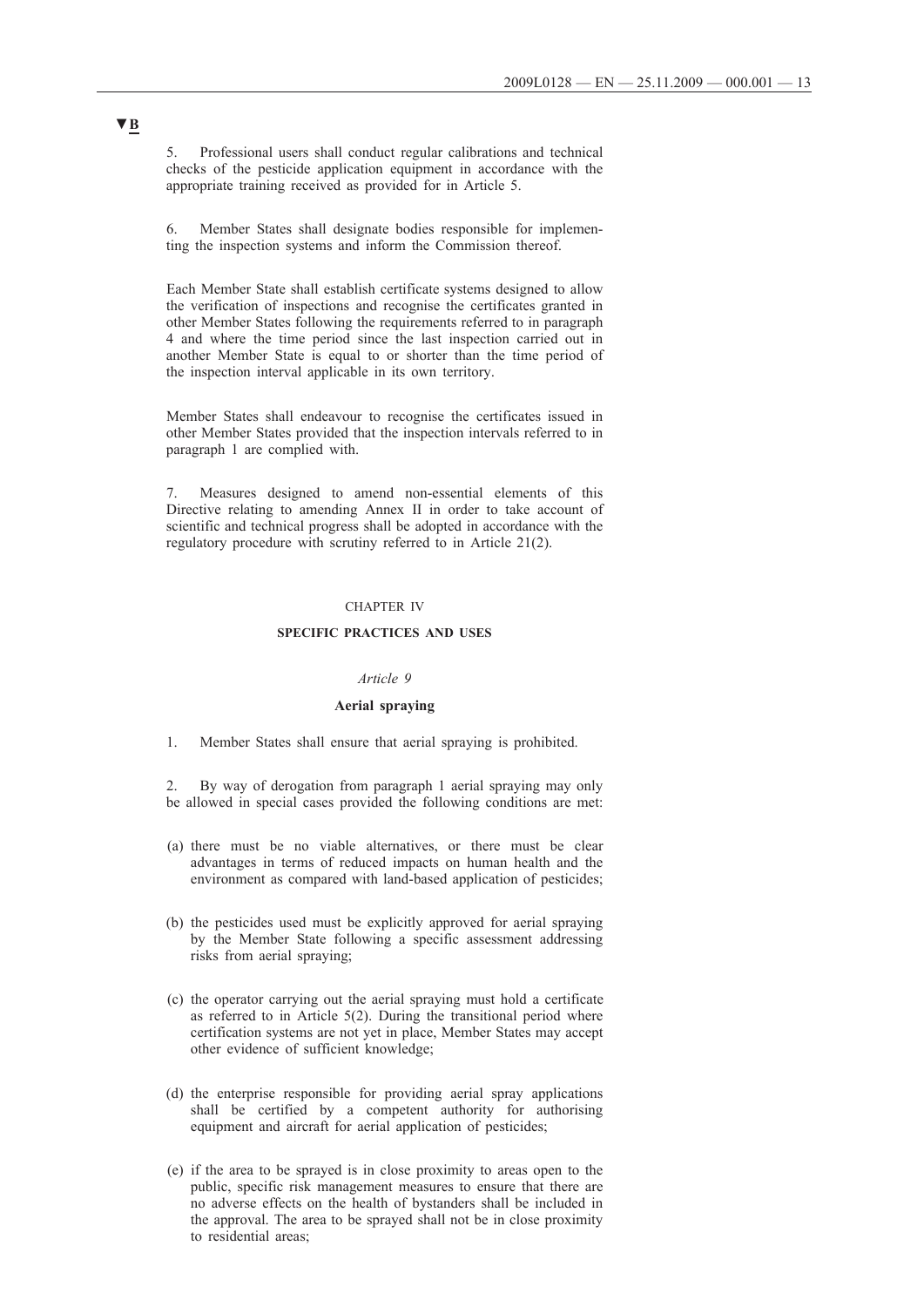▼B

5. Professional users shall conduct regular calibrations and technical checks of the pesticide application equipment in accordance with the appropriate training received as provided for in Article 5.

6. Member States shall designate bodies responsible for implementing the inspection systems and inform the Commission thereof.

Each Member State shall establish certificate systems designed to allow the verification of inspections and recognise the certificates granted in other Member States following the requirements referred to in paragraph 4 and where the time period since the last inspection carried out in another Member State is equal to or shorter than the time period of the inspection interval applicable in its own territory.

Member States shall endeavour to recognise the certificates issued in other Member States provided that the inspection intervals referred to in paragraph 1 are complied with.

7. Measures designed to amend non-essential elements of this Directive relating to amending Annex II in order to take account of scientific and technical progress shall be adopted in accordance with the regulatory procedure with scrutiny referred to in Article 21(2).

## CHAPTER IV

## SPECIFIC PRACTICES AND USES

### *Article 9*

### Aerial spraying

1. Member States shall ensure that aerial spraying is prohibited.

2. By way of derogation from paragraph 1 aerial spraying may only be allowed in special cases provided the following conditions are met:

(a) there must be no viable alternatives, or there must be clear advantages in terms of reduced impacts on human health and the environment as compared with land-based application of pesticides;

(b) the pesticides used must be explicitly approved for aerial spraying by the Member State following a specific assessment addressing risks from aerial spraying;

(c) the operator carrying out the aerial spraying must hold a certificate as referred to in Article 5(2). During the transitional period where certification systems are not yet in place, Member States may accept other evidence of sufficient knowledge;

(d) the enterprise responsible for providing aerial spray applications shall be certified by a competent authority for authorising equipment and aircraft for aerial application of pesticides;

(e) if the area to be sprayed is in close proximity to areas open to the public, specific risk management measures to ensure that there are no adverse effects on the health of bystanders shall be included in the approval. The area to be sprayed shall not be in close proximity to residential areas;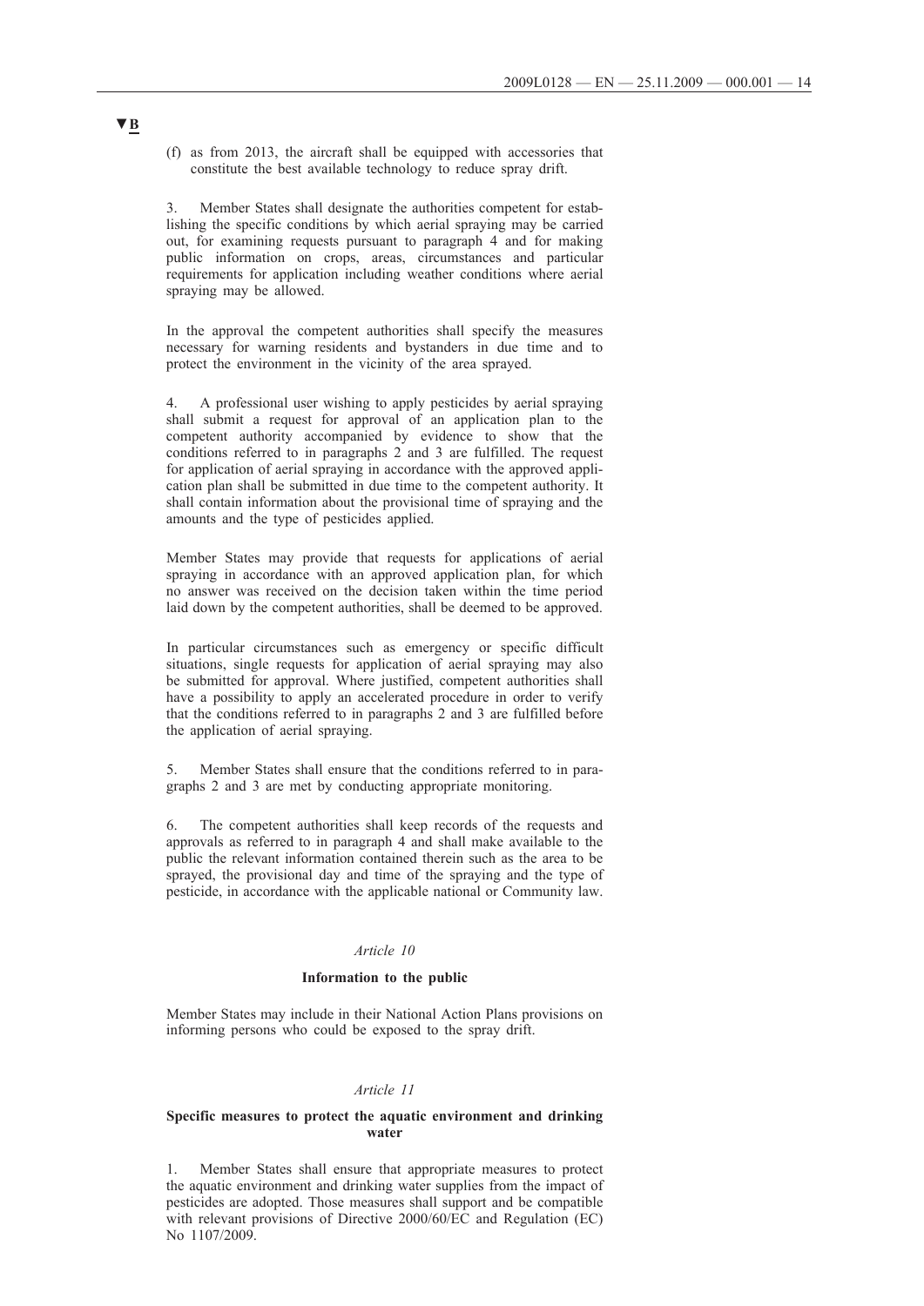▼B

(f) as from 2013, the aircraft shall be equipped with accessories that constitute the best available technology to reduce spray drift.

3. Member States shall designate the authorities competent for establishing the specific conditions by which aerial spraying may be carried out, for examining requests pursuant to paragraph 4 and for making public information on crops, areas, circumstances and particular requirements for application including weather conditions where aerial spraying may be allowed.

In the approval the competent authorities shall specify the measures necessary for warning residents and bystanders in due time and to protect the environment in the vicinity of the area sprayed.

4. A professional user wishing to apply pesticides by aerial spraying shall submit a request for approval of an application plan to the competent authority accompanied by evidence to show that the conditions referred to in paragraphs 2 and 3 are fulfilled. The request for application of aerial spraying in accordance with the approved application plan shall be submitted in due time to the competent authority. It shall contain information about the provisional time of spraying and the amounts and the type of pesticides applied.

Member States may provide that requests for applications of aerial spraying in accordance with an approved application plan, for which no answer was received on the decision taken within the time period laid down by the competent authorities, shall be deemed to be approved.

In particular circumstances such as emergency or specific difficult situations, single requests for application of aerial spraying may also be submitted for approval. Where justified, competent authorities shall have a possibility to apply an accelerated procedure in order to verify that the conditions referred to in paragraphs 2 and 3 are fulfilled before the application of aerial spraying.

5. Member States shall ensure that the conditions referred to in paragraphs 2 and 3 are met by conducting appropriate monitoring.

6. The competent authorities shall keep records of the requests and approvals as referred to in paragraph 4 and shall make available to the public the relevant information contained therein such as the area to be sprayed, the provisional day and time of the spraying and the type of pesticide, in accordance with the applicable national or Community law.

*Article 10*

**Information to the public**

Member States may include in their National Action Plans provisions on informing persons who could be exposed to the spray drift.

*Article 11*

**Specific measures to protect the aquatic environment and drinking water**

1. Member States shall ensure that appropriate measures to protect the aquatic environment and drinking water supplies from the impact of pesticides are adopted. Those measures shall support and be compatible with relevant provisions of Directive 2000/60/EC and Regulation (EC) No 1107/2009.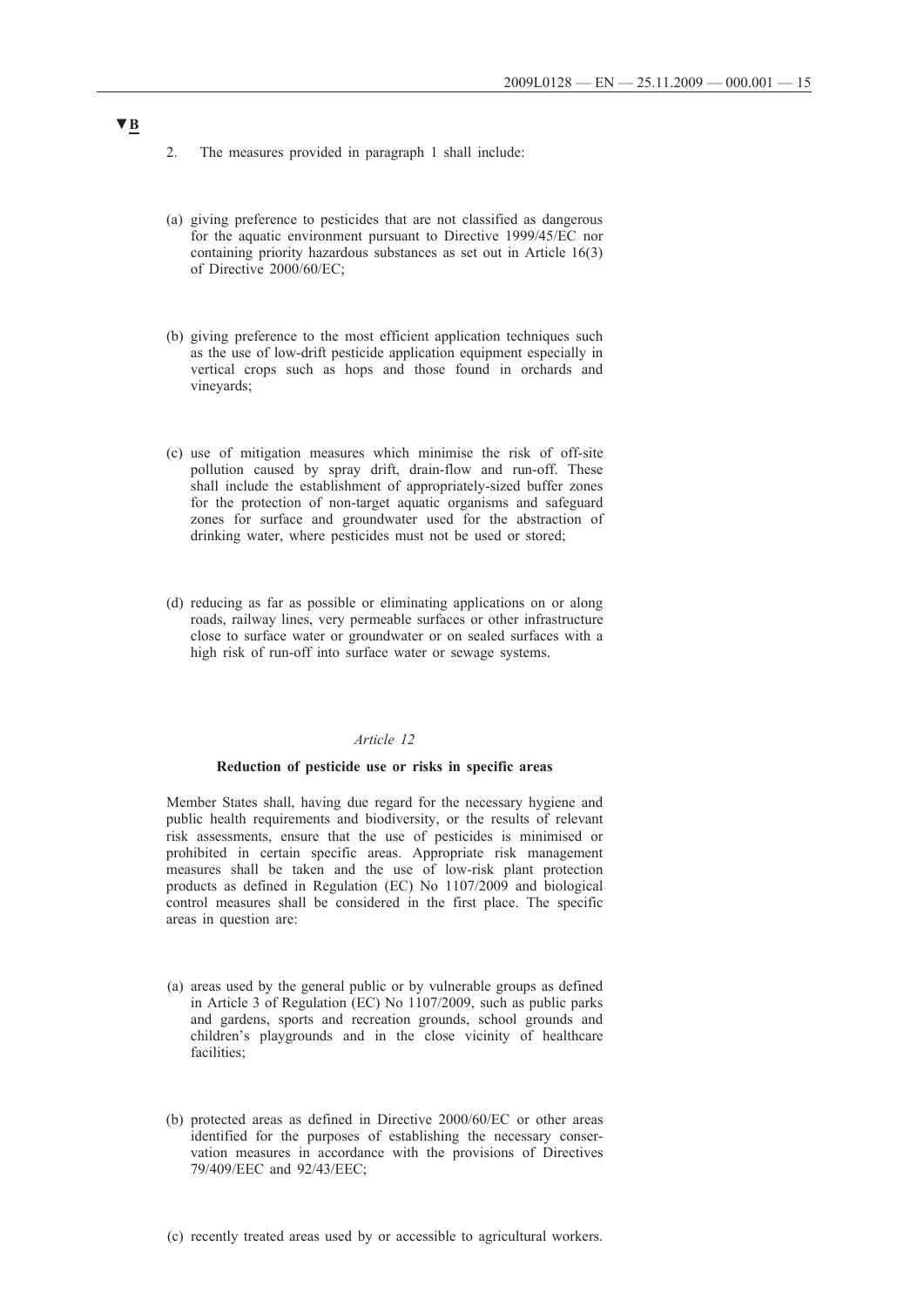▼B

2. The measures provided in paragraph 1 shall include:

(a) giving preference to pesticides that are not classified as dangerous for the aquatic environment pursuant to Directive 1999/45/EC nor containing priority hazardous substances as set out in Article 16(3) of Directive 2000/60/EC;

(b) giving preference to the most efficient application techniques such as the use of low-drift pesticide application equipment especially in vertical crops such as hops and those found in orchards and vineyards;

(c) use of mitigation measures which minimise the risk of off-site pollution caused by spray drift, drain-flow and run-off. These shall include the establishment of appropriately-sized buffer zones for the protection of non-target aquatic organisms and safeguard zones for surface and groundwater used for the abstraction of drinking water, where pesticides must not be used or stored;

(d) reducing as far as possible or eliminating applications on or along roads, railway lines, very permeable surfaces or other infrastructure close to surface water or groundwater or on sealed surfaces with a high risk of run-off into surface water or sewage systems.

*Article 12*

**Reduction of pesticide use or risks in specific areas**

Member States shall, having due regard for the necessary hygiene and public health requirements and biodiversity, or the results of relevant risk assessments, ensure that the use of pesticides is minimised or prohibited in certain specific areas. Appropriate risk management measures shall be taken and the use of low-risk plant protection products as defined in Regulation (EC) No 1107/2009 and biological control measures shall be considered in the first place. The specific areas in question are:

(a) areas used by the general public or by vulnerable groups as defined in Article 3 of Regulation (EC) No 1107/2009, such as public parks and gardens, sports and recreation grounds, school grounds and children's playgrounds and in the close vicinity of healthcare facilities;

(b) protected areas as defined in Directive 2000/60/EC or other areas identified for the purposes of establishing the necessary conservation measures in accordance with the provisions of Directives 79/409/EEC and 92/43/EEC;

(c) recently treated areas used by or accessible to agricultural workers.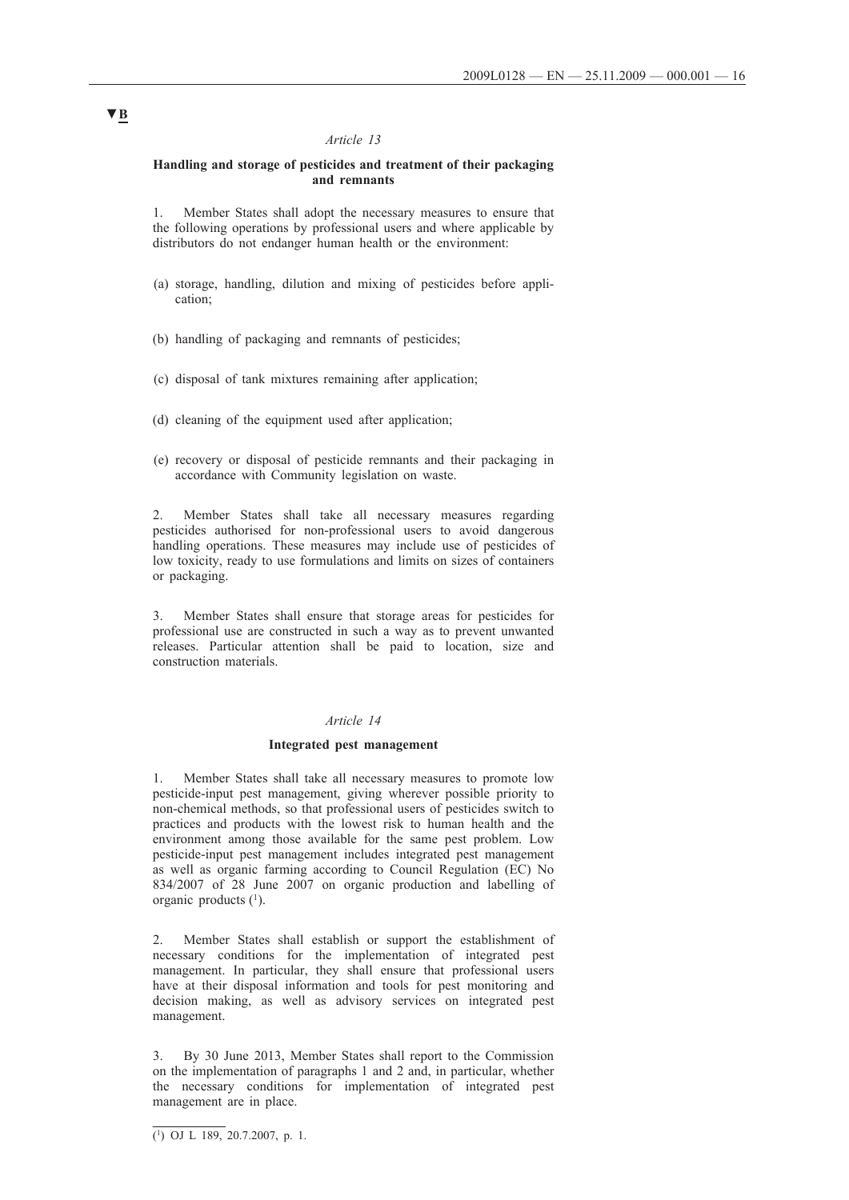▼B

*Article 13*

**Handling and storage of pesticides and treatment of their packaging and remnants**

1. Member States shall adopt the necessary measures to ensure that the following operations by professional users and where applicable by distributors do not endanger human health or the environment:

(a) storage, handling, dilution and mixing of pesticides before application;

(b) handling of packaging and remnants of pesticides;

(c) disposal of tank mixtures remaining after application;

(d) cleaning of the equipment used after application;

(e) recovery or disposal of pesticide remnants and their packaging in accordance with Community legislation on waste.

2. Member States shall take all necessary measures regarding pesticides authorised for non-professional users to avoid dangerous handling operations. These measures may include use of pesticides of low toxicity, ready to use formulations and limits on sizes of containers or packaging.

3. Member States shall ensure that storage areas for pesticides for professional use are constructed in such a way as to prevent unwanted releases. Particular attention shall be paid to location, size and construction materials.

*Article 14*

**Integrated pest management**

1. Member States shall take all necessary measures to promote low pesticide-input pest management, giving wherever possible priority to non-chemical methods, so that professional users of pesticides switch to practices and products with the lowest risk to human health and the environment among those available for the same pest problem. Low pesticide-input pest management includes integrated pest management as well as organic farming according to Council Regulation (EC) No 834/2007 of 28 June 2007 on organic production and labelling of organic products [1].

2. Member States shall establish or support the establishment of necessary conditions for the implementation of integrated pest management. In particular, they shall ensure that professional users have at their disposal information and tools for pest monitoring and decision making, as well as advisory services on integrated pest management.

3. By 30 June 2013, Member States shall report to the Commission on the implementation of paragraphs 1 and 2 and, in particular, whether the necessary conditions for implementation of integrated pest management are in place.

---

[1] OJ L 189, 20.7.2007, p. 1.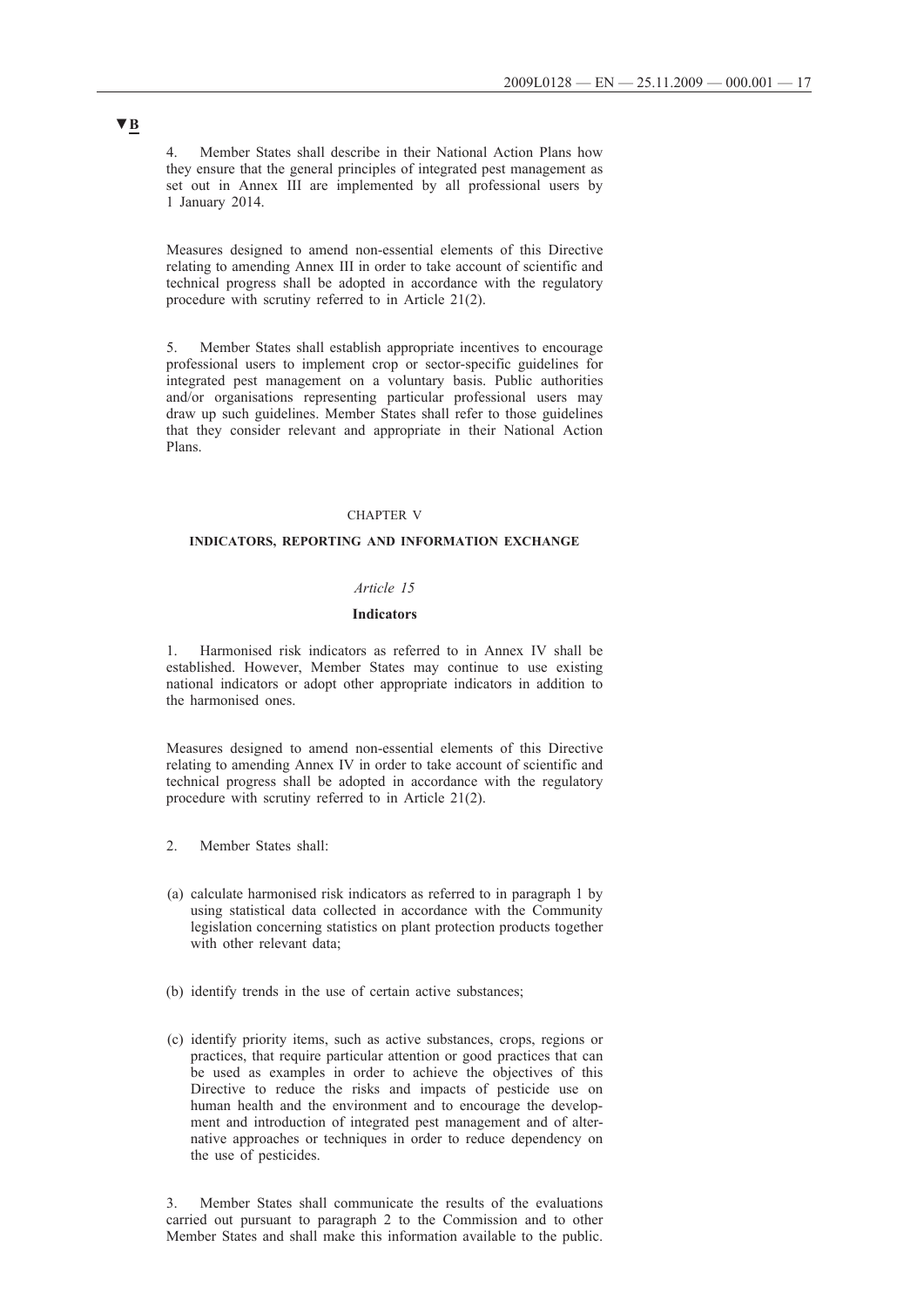▼B

4. Member States shall describe in their National Action Plans how they ensure that the general principles of integrated pest management as set out in Annex III are implemented by all professional users by 1 January 2014.

Measures designed to amend non-essential elements of this Directive relating to amending Annex III in order to take account of scientific and technical progress shall be adopted in accordance with the regulatory procedure with scrutiny referred to in Article 21(2).

5. Member States shall establish appropriate incentives to encourage professional users to implement crop or sector-specific guidelines for integrated pest management on a voluntary basis. Public authorities and/or organisations representing particular professional users may draw up such guidelines. Member States shall refer to those guidelines that they consider relevant and appropriate in their National Action Plans.

## CHAPTER V

## INDICATORS, REPORTING AND INFORMATION EXCHANGE

### *Article 15*

### Indicators

1. Harmonised risk indicators as referred to in Annex IV shall be established. However, Member States may continue to use existing national indicators or adopt other appropriate indicators in addition to the harmonised ones.

Measures designed to amend non-essential elements of this Directive relating to amending Annex IV in order to take account of scientific and technical progress shall be adopted in accordance with the regulatory procedure with scrutiny referred to in Article 21(2).

2. Member States shall:

(a) calculate harmonised risk indicators as referred to in paragraph 1 by using statistical data collected in accordance with the Community legislation concerning statistics on plant protection products together with other relevant data;

(b) identify trends in the use of certain active substances;

(c) identify priority items, such as active substances, crops, regions or practices, that require particular attention or good practices that can be used as examples in order to achieve the objectives of this Directive to reduce the risks and impacts of pesticide use on human health and the environment and to encourage the development and introduction of integrated pest management and of alternative approaches or techniques in order to reduce dependency on the use of pesticides.

3. Member States shall communicate the results of the evaluations carried out pursuant to paragraph 2 to the Commission and to other Member States and shall make this information available to the public.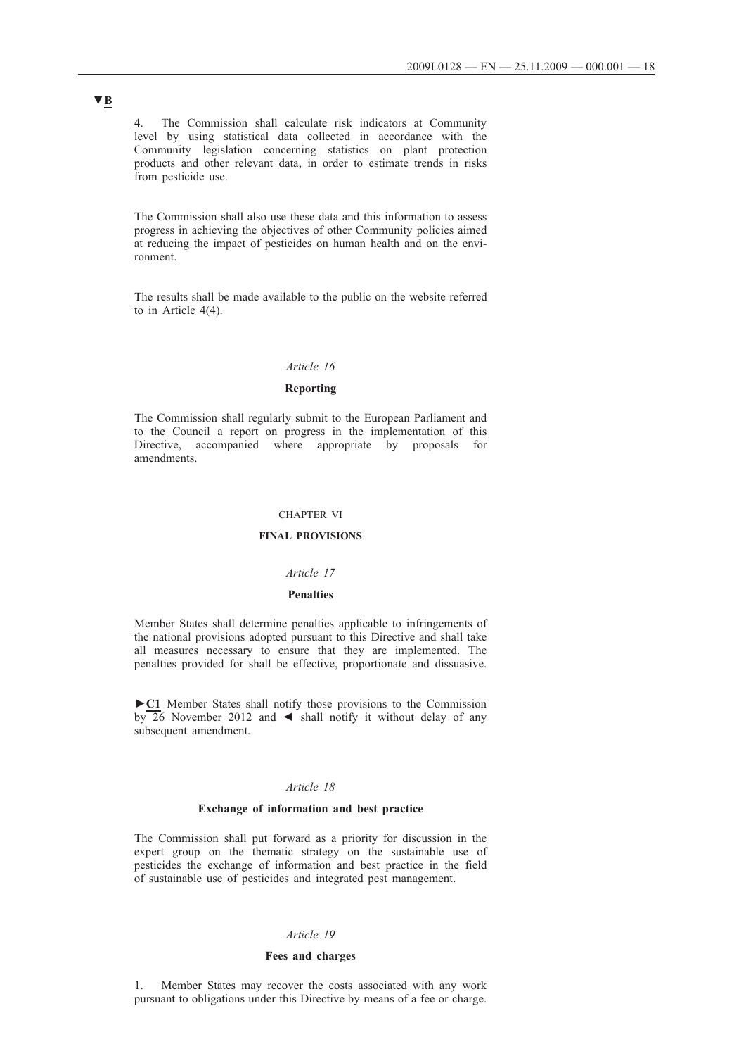▼B

4. The Commission shall calculate risk indicators at Community level by using statistical data collected in accordance with the Community legislation concerning statistics on plant protection products and other relevant data, in order to estimate trends in risks from pesticide use.

The Commission shall also use these data and this information to assess progress in achieving the objectives of other Community policies aimed at reducing the impact of pesticides on human health and on the environment.

The results shall be made available to the public on the website referred to in Article 4(4).

*Article 16*

**Reporting**

The Commission shall regularly submit to the European Parliament and to the Council a report on progress in the implementation of this Directive, accompanied where appropriate by proposals for amendments.

CHAPTER VI

**FINAL PROVISIONS**

*Article 17*

**Penalties**

Member States shall determine penalties applicable to infringements of the national provisions adopted pursuant to this Directive and shall take all measures necessary to ensure that they are implemented. The penalties provided for shall be effective, proportionate and dissuasive.

►C1 Member States shall notify those provisions to the Commission by 26 November 2012 and ◄ shall notify it without delay of any subsequent amendment.

*Article 18*

**Exchange of information and best practice**

The Commission shall put forward as a priority for discussion in the expert group on the thematic strategy on the sustainable use of pesticides the exchange of information and best practice in the field of sustainable use of pesticides and integrated pest management.

*Article 19*

**Fees and charges**

1. Member States may recover the costs associated with any work pursuant to obligations under this Directive by means of a fee or charge.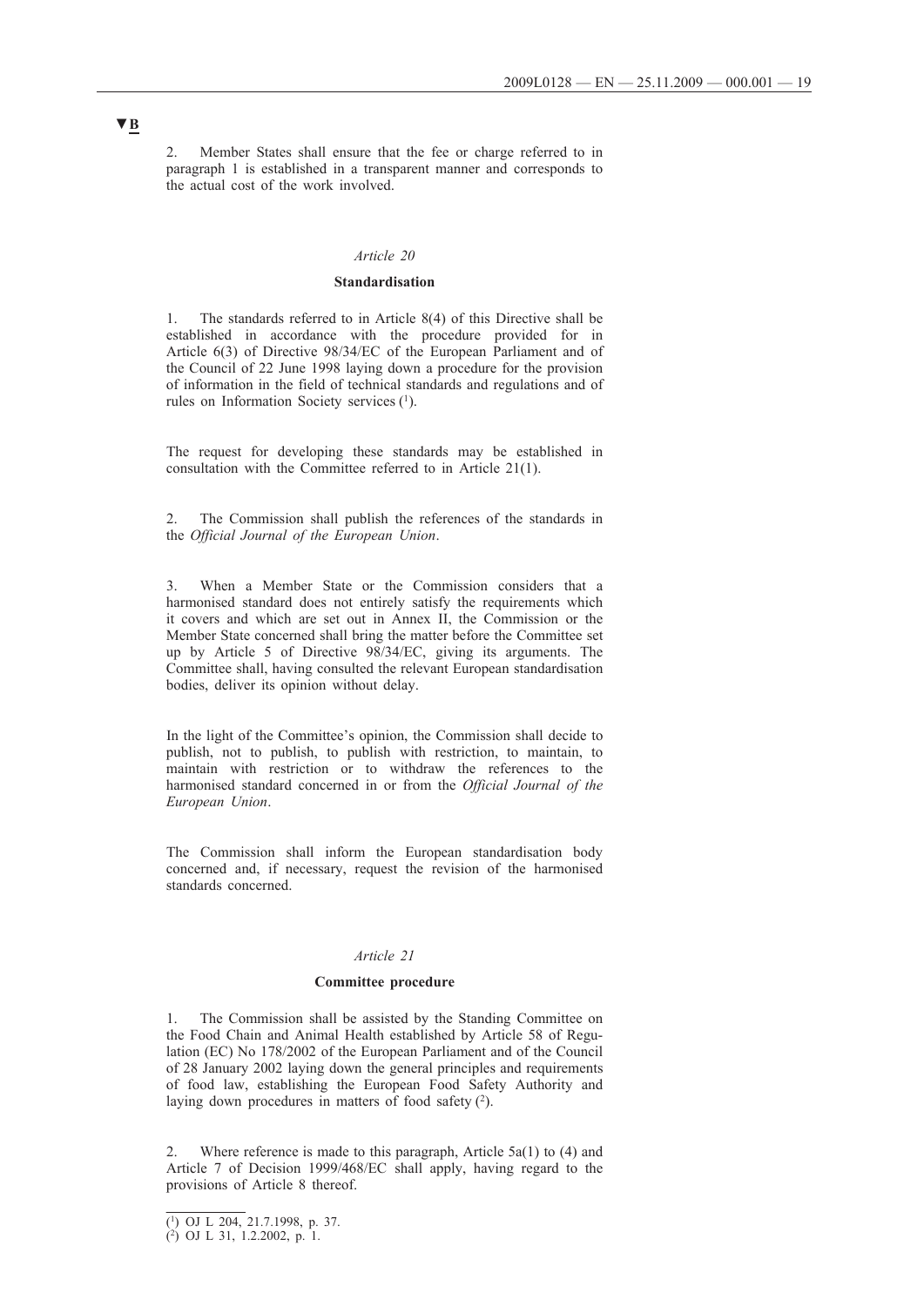▼B

2. Member States shall ensure that the fee or charge referred to in paragraph 1 is established in a transparent manner and corresponds to the actual cost of the work involved.

*Article 20*

**Standardisation**

1. The standards referred to in Article 8(4) of this Directive shall be established in accordance with the procedure provided for in Article 6(3) of Directive 98/34/EC of the European Parliament and of the Council of 22 June 1998 laying down a procedure for the provision of information in the field of technical standards and regulations and of rules on Information Society services [1].

The request for developing these standards may be established in consultation with the Committee referred to in Article 21(1).

2. The Commission shall publish the references of the standards in the *Official Journal of the European Union*.

3. When a Member State or the Commission considers that a harmonised standard does not entirely satisfy the requirements which it covers and which are set out in Annex II, the Commission or the Member State concerned shall bring the matter before the Committee set up by Article 5 of Directive 98/34/EC, giving its arguments. The Committee shall, having consulted the relevant European standardisation bodies, deliver its opinion without delay.

In the light of the Committee's opinion, the Commission shall decide to publish, not to publish, to publish with restriction, to maintain, to maintain with restriction or to withdraw the references to the harmonised standard concerned in or from the *Official Journal of the European Union*.

The Commission shall inform the European standardisation body concerned and, if necessary, request the revision of the harmonised standards concerned.

*Article 21*

**Committee procedure**

1. The Commission shall be assisted by the Standing Committee on the Food Chain and Animal Health established by Article 58 of Regulation (EC) No 178/2002 of the European Parliament and of the Council of 28 January 2002 laying down the general principles and requirements of food law, establishing the European Food Safety Authority and laying down procedures in matters of food safety [2].

2. Where reference is made to this paragraph, Article 5a(1) to (4) and Article 7 of Decision 1999/468/EC shall apply, having regard to the provisions of Article 8 thereof.

---

[1] OJ L 204, 21.7.1998, p. 37.

[2] OJ L 31, 1.2.2002, p. 1.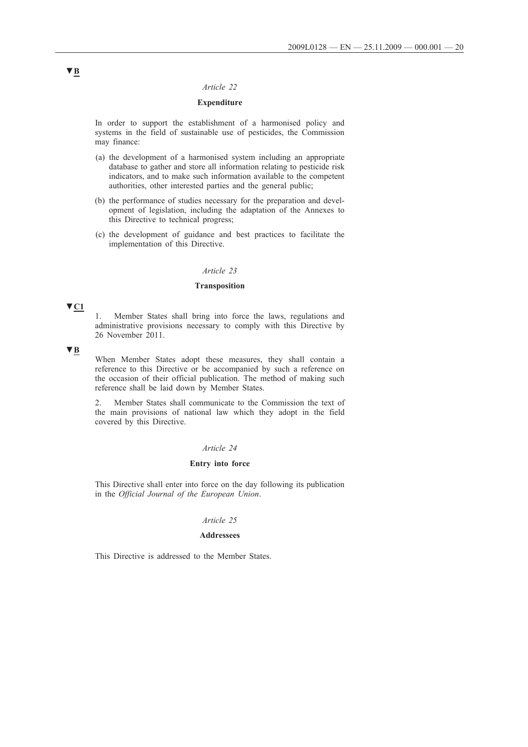▼B

*Article 22*

**Expenditure**

In order to support the establishment of a harmonised policy and systems in the field of sustainable use of pesticides, the Commission may finance:

(a) the development of a harmonised system including an appropriate database to gather and store all information relating to pesticide risk indicators, and to make such information available to the competent authorities, other interested parties and the general public;

(b) the performance of studies necessary for the preparation and development of legislation, including the adaptation of the Annexes to this Directive to technical progress;

(c) the development of guidance and best practices to facilitate the implementation of this Directive.

*Article 23*

**Transposition**

▼C1

1. Member States shall bring into force the laws, regulations and administrative provisions necessary to comply with this Directive by 26 November 2011.

▼B

When Member States adopt these measures, they shall contain a reference to this Directive or be accompanied by such a reference on the occasion of their official publication. The method of making such reference shall be laid down by Member States.

2. Member States shall communicate to the Commission the text of the main provisions of national law which they adopt in the field covered by this Directive.

*Article 24*

**Entry into force**

This Directive shall enter into force on the day following its publication in the *Official Journal of the European Union*.

*Article 25*

**Addressees**

This Directive is addressed to the Member States.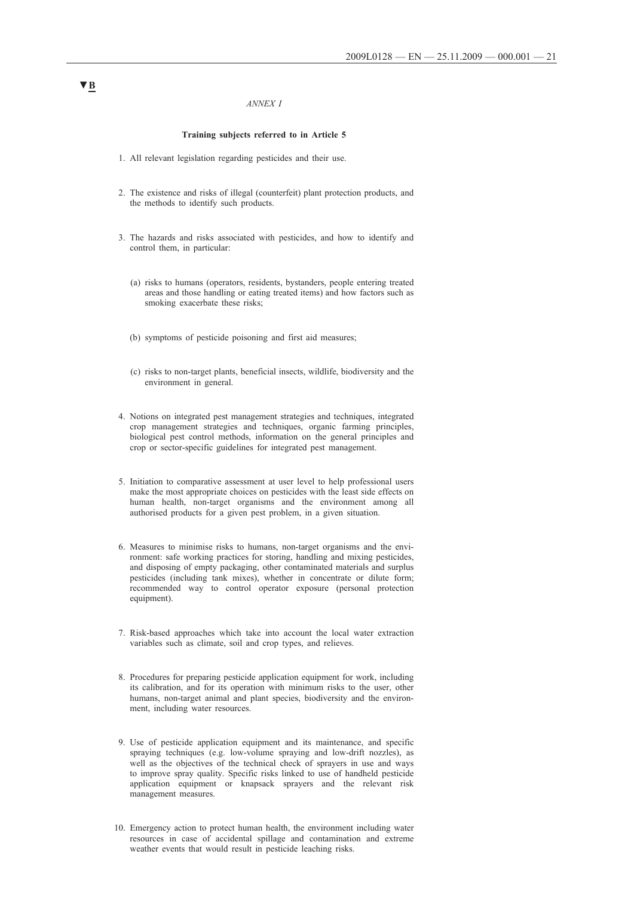▼B

*ANNEX I*

**Training subjects referred to in Article 5**

1. All relevant legislation regarding pesticides and their use.

2. The existence and risks of illegal (counterfeit) plant protection products, and the methods to identify such products.

3. The hazards and risks associated with pesticides, and how to identify and control them, in particular:

   (a) risks to humans (operators, residents, bystanders, people entering treated areas and those handling or eating treated items) and how factors such as smoking exacerbate these risks;

   (b) symptoms of pesticide poisoning and first aid measures;

   (c) risks to non-target plants, beneficial insects, wildlife, biodiversity and the environment in general.

4. Notions on integrated pest management strategies and techniques, integrated crop management strategies and techniques, organic farming principles, biological pest control methods, information on the general principles and crop or sector-specific guidelines for integrated pest management.

5. Initiation to comparative assessment at user level to help professional users make the most appropriate choices on pesticides with the least side effects on human health, non-target organisms and the environment among all authorised products for a given pest problem, in a given situation.

6. Measures to minimise risks to humans, non-target organisms and the environment: safe working practices for storing, handling and mixing pesticides, and disposing of empty packaging, other contaminated materials and surplus pesticides (including tank mixes), whether in concentrate or dilute form; recommended way to control operator exposure (personal protection equipment).

7. Risk-based approaches which take into account the local water extraction variables such as climate, soil and crop types, and relieves.

8. Procedures for preparing pesticide application equipment for work, including its calibration, and for its operation with minimum risks to the user, other humans, non-target animal and plant species, biodiversity and the environment, including water resources.

9. Use of pesticide application equipment and its maintenance, and specific spraying techniques (e.g. low-volume spraying and low-drift nozzles), as well as the objectives of the technical check of sprayers in use and ways to improve spray quality. Specific risks linked to use of handheld pesticide application equipment or knapsack sprayers and the relevant risk management measures.

10. Emergency action to protect human health, the environment including water resources in case of accidental spillage and contamination and extreme weather events that would result in pesticide leaching risks.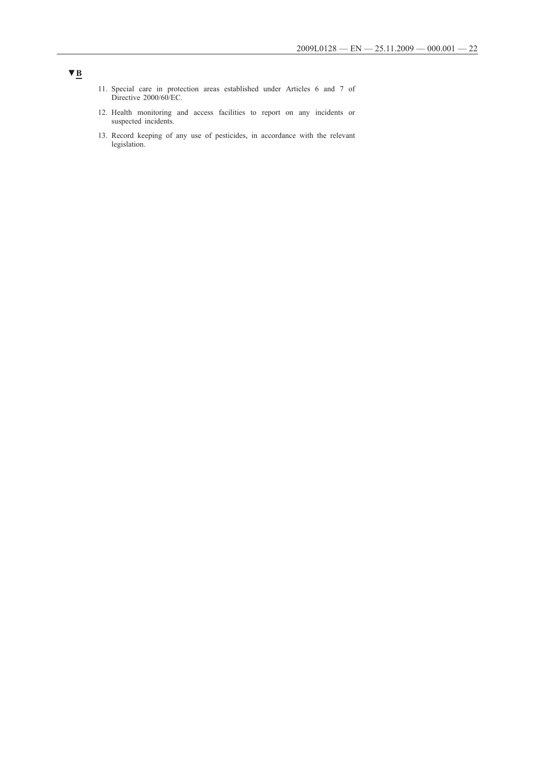▼B

11. Special care in protection areas established under Articles 6 and 7 of Directive 2000/60/EC.

12. Health monitoring and access facilities to report on any incidents or suspected incidents.

13. Record keeping of any use of pesticides, in accordance with the relevant legislation.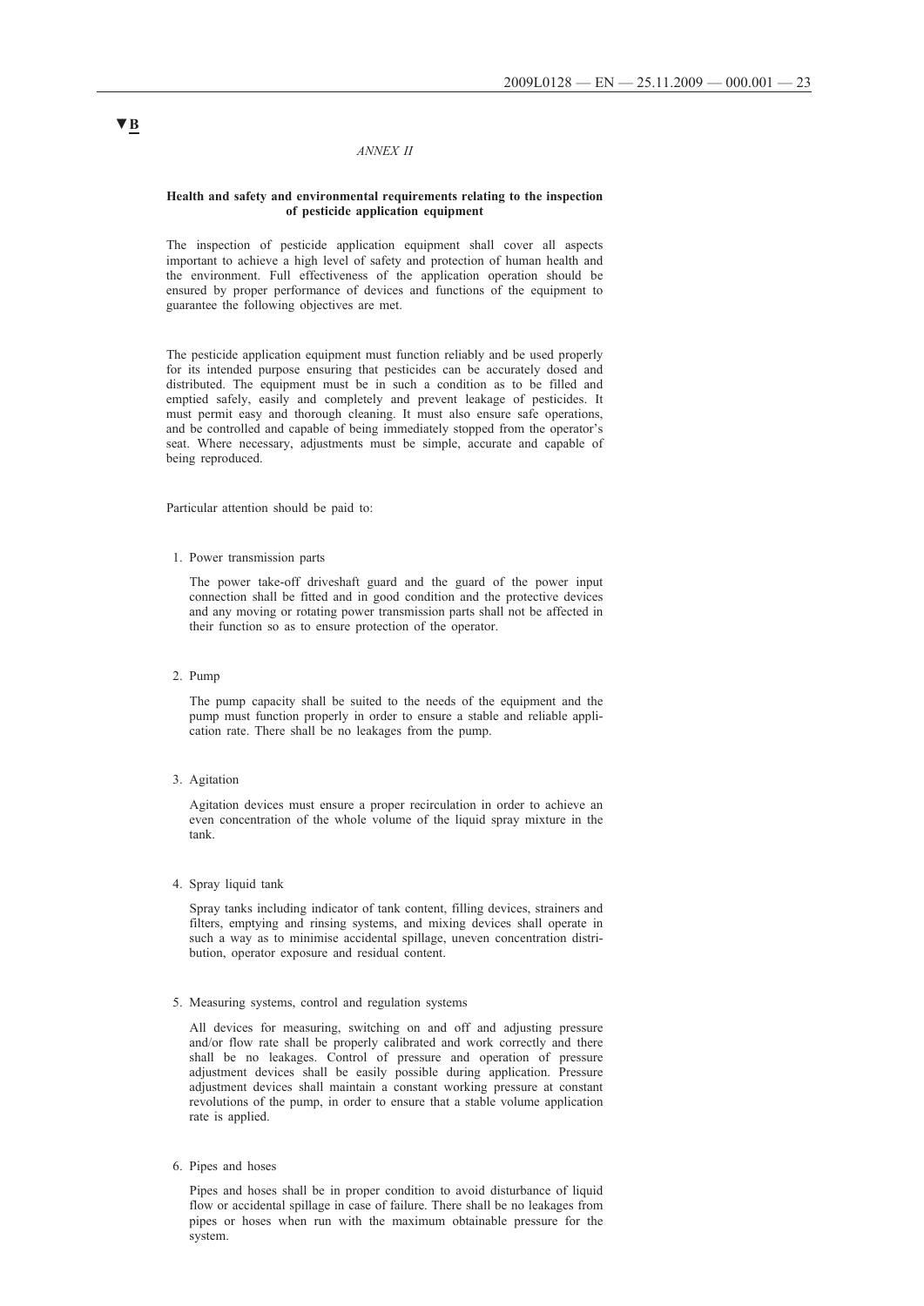▼B

*ANNEX II*

**Health and safety and environmental requirements relating to the inspection of pesticide application equipment**

The inspection of pesticide application equipment shall cover all aspects important to achieve a high level of safety and protection of human health and the environment. Full effectiveness of the application operation should be ensured by proper performance of devices and functions of the equipment to guarantee the following objectives are met.

The pesticide application equipment must function reliably and be used properly for its intended purpose ensuring that pesticides can be accurately dosed and distributed. The equipment must be in such a condition as to be filled and emptied safely, easily and completely and prevent leakage of pesticides. It must permit easy and thorough cleaning. It must also ensure safe operations, and be controlled and capable of being immediately stopped from the operator's seat. Where necessary, adjustments must be simple, accurate and capable of being reproduced.

Particular attention should be paid to:

1. Power transmission parts

   The power take-off driveshaft guard and the guard of the power input connection shall be fitted and in good condition and the protective devices and any moving or rotating power transmission parts shall not be affected in their function so as to ensure protection of the operator.

2. Pump

   The pump capacity shall be suited to the needs of the equipment and the pump must function properly in order to ensure a stable and reliable application rate. There shall be no leakages from the pump.

3. Agitation

   Agitation devices must ensure a proper recirculation in order to achieve an even concentration of the whole volume of the liquid spray mixture in the tank.

4. Spray liquid tank

   Spray tanks including indicator of tank content, filling devices, strainers and filters, emptying and rinsing systems, and mixing devices shall operate in such a way as to minimise accidental spillage, uneven concentration distribution, operator exposure and residual content.

5. Measuring systems, control and regulation systems

   All devices for measuring, switching on and off and adjusting pressure and/or flow rate shall be properly calibrated and work correctly and there shall be no leakages. Control of pressure and operation of pressure adjustment devices shall be easily possible during application. Pressure adjustment devices shall maintain a constant working pressure at constant revolutions of the pump, in order to ensure that a stable volume application rate is applied.

6. Pipes and hoses

   Pipes and hoses shall be in proper condition to avoid disturbance of liquid flow or accidental spillage in case of failure. There shall be no leakages from pipes or hoses when run with the maximum obtainable pressure for the system.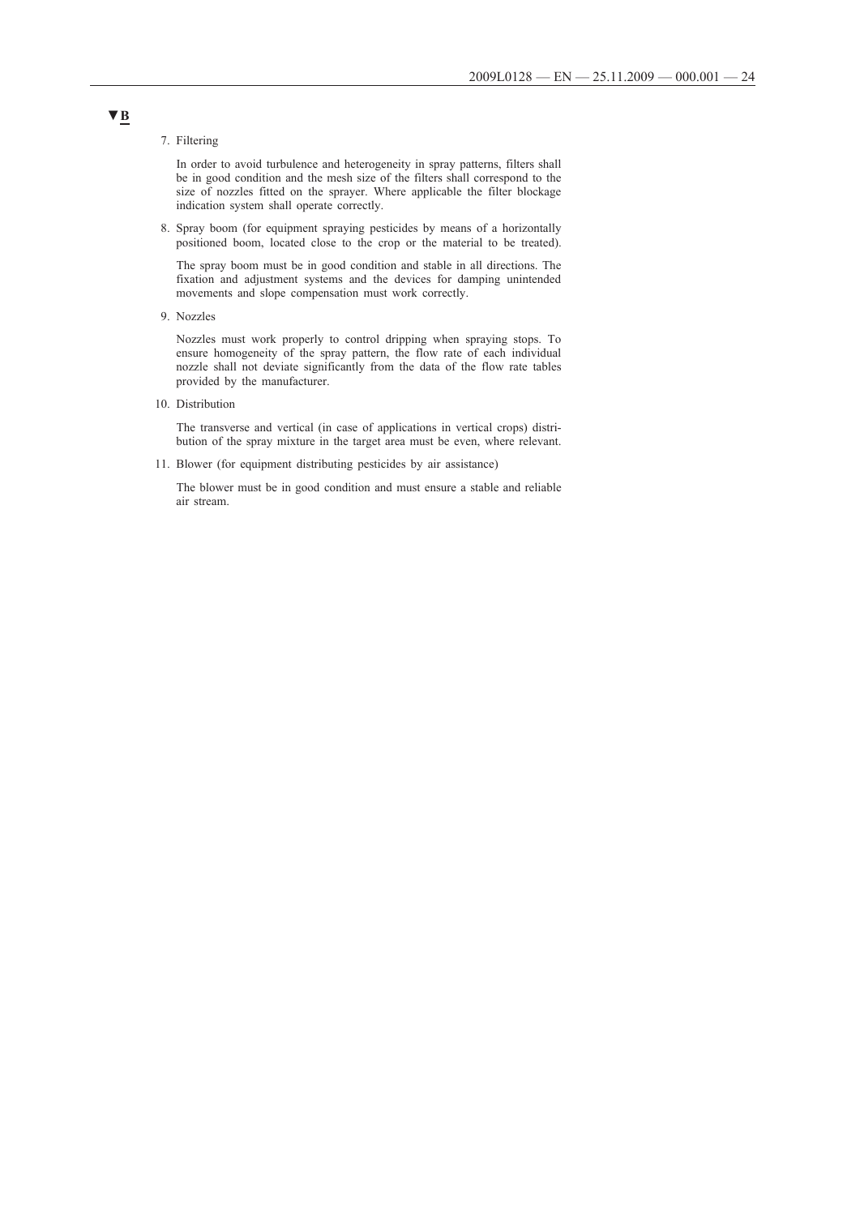▼B

7. Filtering

   In order to avoid turbulence and heterogeneity in spray patterns, filters shall be in good condition and the mesh size of the filters shall correspond to the size of nozzles fitted on the sprayer. Where applicable the filter blockage indication system shall operate correctly.

8. Spray boom (for equipment spraying pesticides by means of a horizontally positioned boom, located close to the crop or the material to be treated).

   The spray boom must be in good condition and stable in all directions. The fixation and adjustment systems and the devices for damping unintended movements and slope compensation must work correctly.

9. Nozzles

   Nozzles must work properly to control dripping when spraying stops. To ensure homogeneity of the spray pattern, the flow rate of each individual nozzle shall not deviate significantly from the data of the flow rate tables provided by the manufacturer.

10. Distribution

    The transverse and vertical (in case of applications in vertical crops) distribution of the spray mixture in the target area must be even, where relevant.

11. Blower (for equipment distributing pesticides by air assistance)

    The blower must be in good condition and must ensure a stable and reliable air stream.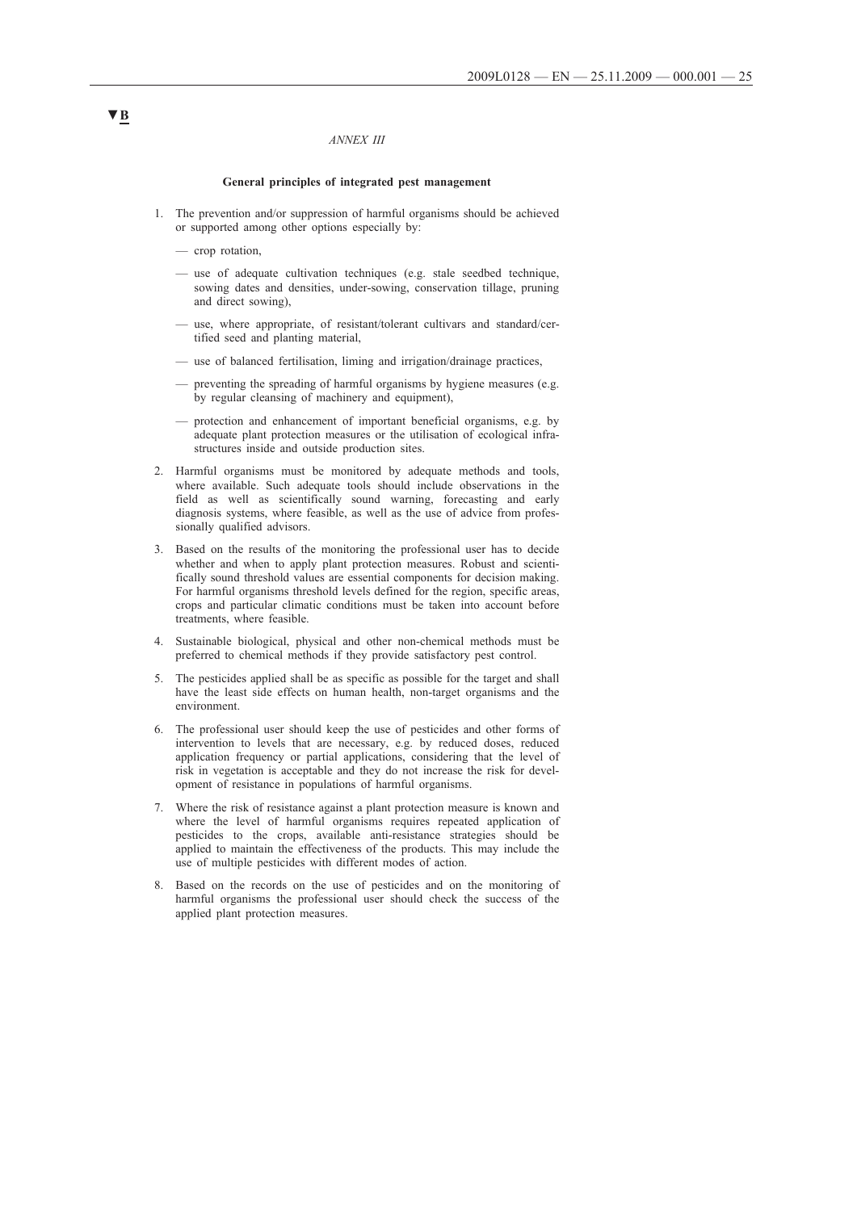▼B

*ANNEX III*

**General principles of integrated pest management**

1. The prevention and/or suppression of harmful organisms should be achieved or supported among other options especially by:

   — crop rotation,

   — use of adequate cultivation techniques (e.g. stale seedbed technique, sowing dates and densities, under-sowing, conservation tillage, pruning and direct sowing),

   — use, where appropriate, of resistant/tolerant cultivars and standard/certified seed and planting material,

   — use of balanced fertilisation, liming and irrigation/drainage practices,

   — preventing the spreading of harmful organisms by hygiene measures (e.g. by regular cleansing of machinery and equipment),

   — protection and enhancement of important beneficial organisms, e.g. by adequate plant protection measures or the utilisation of ecological infrastructures inside and outside production sites.

2. Harmful organisms must be monitored by adequate methods and tools, where available. Such adequate tools should include observations in the field as well as scientifically sound warning, forecasting and early diagnosis systems, where feasible, as well as the use of advice from professionally qualified advisors.

3. Based on the results of the monitoring the professional user has to decide whether and when to apply plant protection measures. Robust and scientifically sound threshold values are essential components for decision making. For harmful organisms threshold levels defined for the region, specific areas, crops and particular climatic conditions must be taken into account before treatments, where feasible.

4. Sustainable biological, physical and other non-chemical methods must be preferred to chemical methods if they provide satisfactory pest control.

5. The pesticides applied shall be as specific as possible for the target and shall have the least side effects on human health, non-target organisms and the environment.

6. The professional user should keep the use of pesticides and other forms of intervention to levels that are necessary, e.g. by reduced doses, reduced application frequency or partial applications, considering that the level of risk in vegetation is acceptable and they do not increase the risk for development of resistance in populations of harmful organisms.

7. Where the risk of resistance against a plant protection measure is known and where the level of harmful organisms requires repeated application of pesticides to the crops, available anti-resistance strategies should be applied to maintain the effectiveness of the products. This may include the use of multiple pesticides with different modes of action.

8. Based on the records on the use of pesticides and on the monitoring of harmful organisms the professional user should check the success of the applied plant protection measures.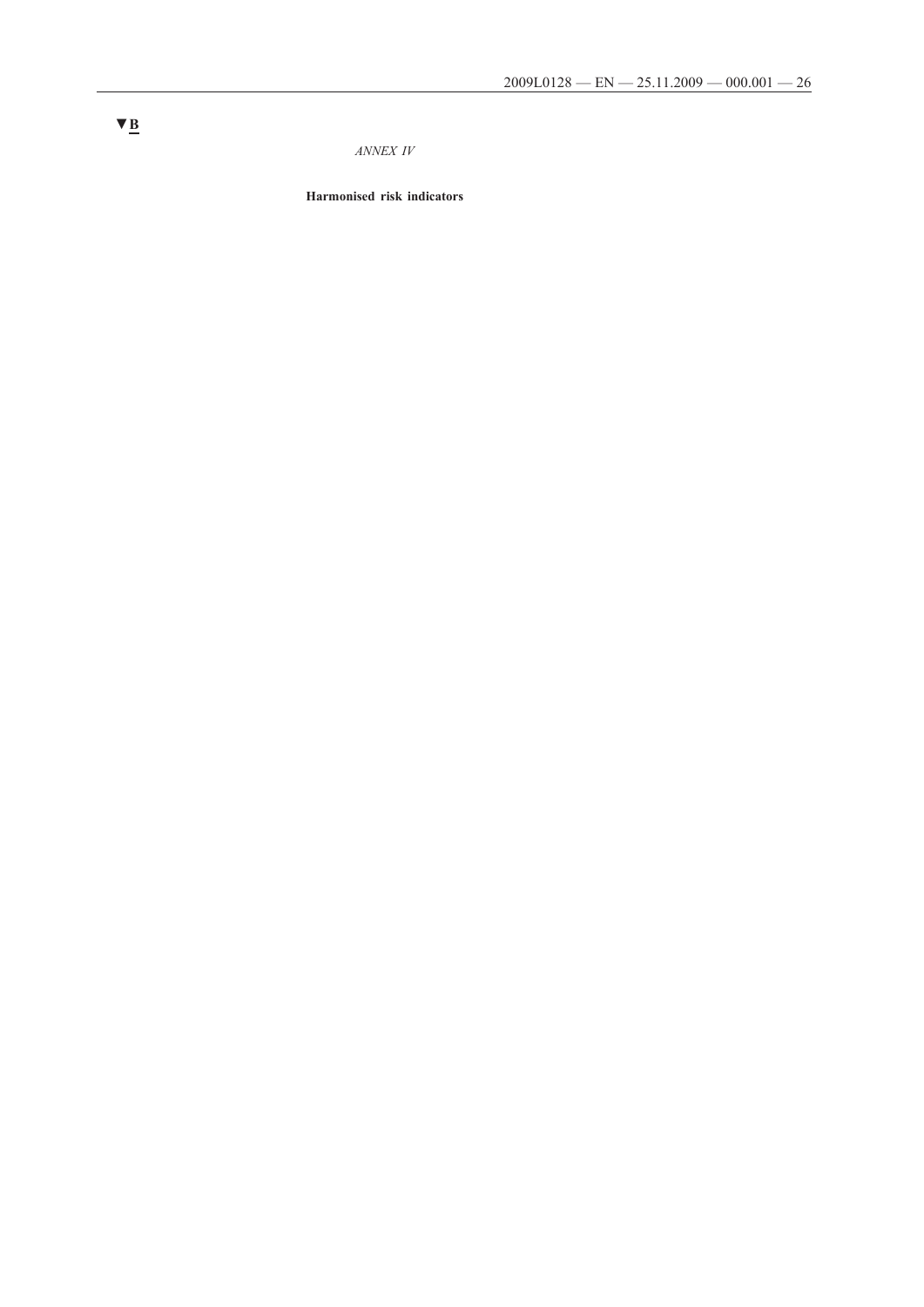▼B

*ANNEX IV*

**Harmonised risk indicators**